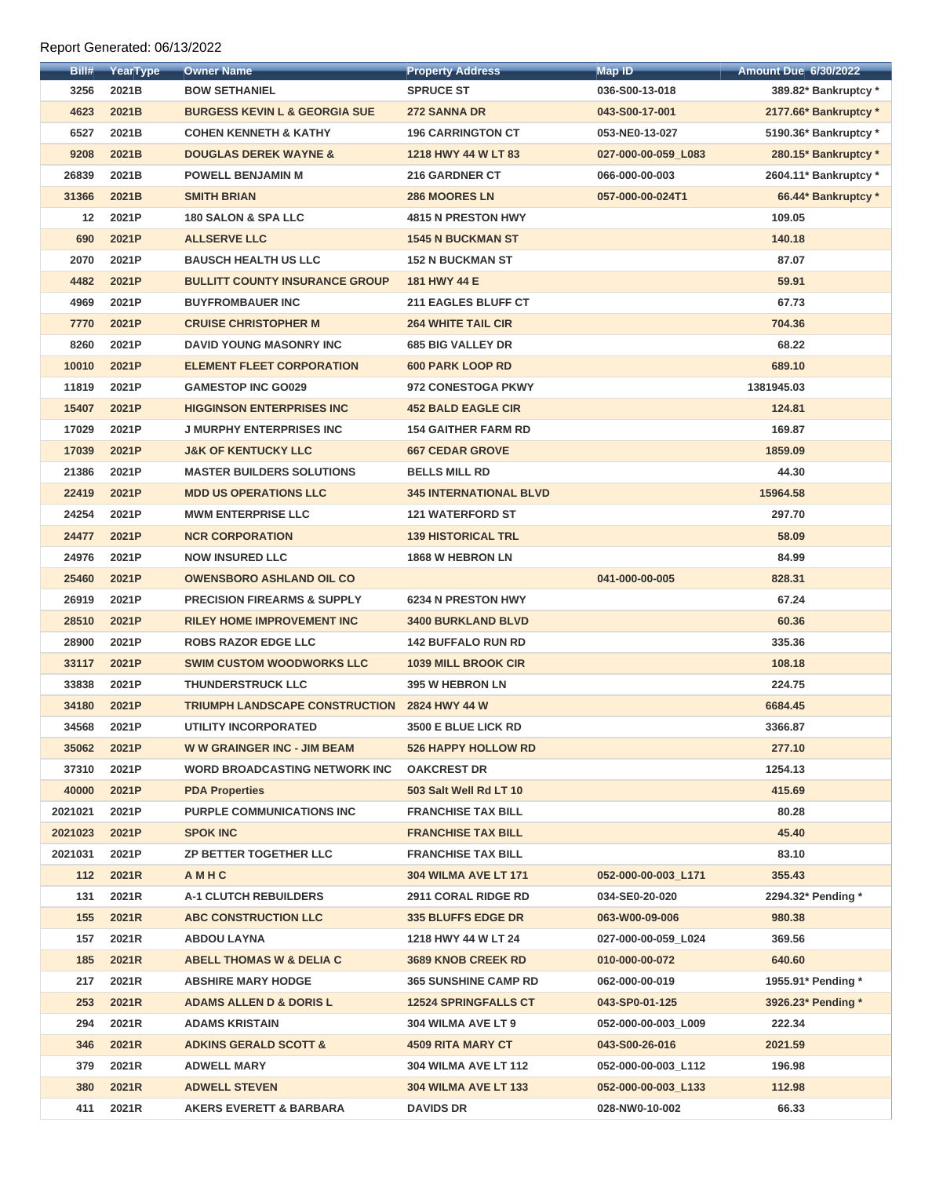Report Generated: 06/13/2022

| Bill# | YearType | Owner Name | Property Address | Map ID | Amount Due 6/30/2022 |
|---|---|---|---|---|---|
| 3256 | 2021B | BOW SETHANIEL | SPRUCE ST | 036-S00-13-018 | 389.82* Bankruptcy * |
| 4623 | 2021B | BURGESS KEVIN L & GEORGIA SUE | 272 SANNA DR | 043-S00-17-001 | 2177.66* Bankruptcy * |
| 6527 | 2021B | COHEN KENNETH & KATHY | 196 CARRINGTON CT | 053-NE0-13-027 | 5190.36* Bankruptcy * |
| 9208 | 2021B | DOUGLAS DEREK WAYNE & | 1218 HWY 44 W LT 83 | 027-000-00-059_L083 | 280.15* Bankruptcy * |
| 26839 | 2021B | POWELL BENJAMIN M | 216 GARDNER CT | 066-000-00-003 | 2604.11* Bankruptcy * |
| 31366 | 2021B | SMITH BRIAN | 286 MOORES LN | 057-000-00-024T1 | 66.44* Bankruptcy * |
| 12 | 2021P | 180 SALON & SPA LLC | 4815 N PRESTON HWY | | 109.05 |
| 690 | 2021P | ALLSERVE LLC | 1545 N BUCKMAN ST | | 140.18 |
| 2070 | 2021P | BAUSCH HEALTH US LLC | 152 N BUCKMAN ST | | 87.07 |
| 4482 | 2021P | BULLITT COUNTY INSURANCE GROUP | 181 HWY 44 E | | 59.91 |
| 4969 | 2021P | BUYFROMBAUER INC | 211 EAGLES BLUFF CT | | 67.73 |
| 7770 | 2021P | CRUISE CHRISTOPHER M | 264 WHITE TAIL CIR | | 704.36 |
| 8260 | 2021P | DAVID YOUNG MASONRY INC | 685 BIG VALLEY DR | | 68.22 |
| 10010 | 2021P | ELEMENT FLEET CORPORATION | 600 PARK LOOP RD | | 689.10 |
| 11819 | 2021P | GAMESTOP INC GO029 | 972 CONESTOGA PKWY | | 1381945.03 |
| 15407 | 2021P | HIGGINSON ENTERPRISES INC | 452 BALD EAGLE CIR | | 124.81 |
| 17029 | 2021P | J MURPHY ENTERPRISES INC | 154 GAITHER FARM RD | | 169.87 |
| 17039 | 2021P | J&K OF KENTUCKY LLC | 667 CEDAR GROVE | | 1859.09 |
| 21386 | 2021P | MASTER BUILDERS SOLUTIONS | BELLS MILL RD | | 44.30 |
| 22419 | 2021P | MDD US OPERATIONS LLC | 345 INTERNATIONAL BLVD | | 15964.58 |
| 24254 | 2021P | MWM ENTERPRISE LLC | 121 WATERFORD ST | | 297.70 |
| 24477 | 2021P | NCR CORPORATION | 139 HISTORICAL TRL | | 58.09 |
| 24976 | 2021P | NOW INSURED LLC | 1868 W HEBRON LN | | 84.99 |
| 25460 | 2021P | OWENSBORO ASHLAND OIL CO | | 041-000-00-005 | 828.31 |
| 26919 | 2021P | PRECISION FIREARMS & SUPPLY | 6234 N PRESTON HWY | | 67.24 |
| 28510 | 2021P | RILEY HOME IMPROVEMENT INC | 3400 BURKLAND BLVD | | 60.36 |
| 28900 | 2021P | ROBS RAZOR EDGE LLC | 142 BUFFALO RUN RD | | 335.36 |
| 33117 | 2021P | SWIM CUSTOM WOODWORKS LLC | 1039 MILL BROOK CIR | | 108.18 |
| 33838 | 2021P | THUNDERSTRUCK LLC | 395 W HEBRON LN | | 224.75 |
| 34180 | 2021P | TRIUMPH LANDSCAPE CONSTRUCTION | 2824 HWY 44 W | | 6684.45 |
| 34568 | 2021P | UTILITY INCORPORATED | 3500 E BLUE LICK RD | | 3366.87 |
| 35062 | 2021P | W W GRAINGER INC - JIM BEAM | 526 HAPPY HOLLOW RD | | 277.10 |
| 37310 | 2021P | WORD BROADCASTING NETWORK INC | OAKCREST DR | | 1254.13 |
| 40000 | 2021P | PDA Properties | 503 Salt Well Rd LT 10 | | 415.69 |
| 2021021 | 2021P | PURPLE COMMUNICATIONS INC | FRANCHISE TAX BILL | | 80.28 |
| 2021023 | 2021P | SPOK INC | FRANCHISE TAX BILL | | 45.40 |
| 2021031 | 2021P | ZP BETTER TOGETHER LLC | FRANCHISE TAX BILL | | 83.10 |
| 112 | 2021R | A M H C | 304 WILMA AVE LT 171 | 052-000-00-003_L171 | 355.43 |
| 131 | 2021R | A-1 CLUTCH REBUILDERS | 2911 CORAL RIDGE RD | 034-SE0-20-020 | 2294.32* Pending * |
| 155 | 2021R | ABC CONSTRUCTION LLC | 335 BLUFFS EDGE DR | 063-W00-09-006 | 980.38 |
| 157 | 2021R | ABDOU LAYNA | 1218 HWY 44 W LT 24 | 027-000-00-059_L024 | 369.56 |
| 185 | 2021R | ABELL THOMAS W & DELIA C | 3689 KNOB CREEK RD | 010-000-00-072 | 640.60 |
| 217 | 2021R | ABSHIRE MARY HODGE | 365 SUNSHINE CAMP RD | 062-000-00-019 | 1955.91* Pending * |
| 253 | 2021R | ADAMS ALLEN D & DORIS L | 12524 SPRINGFALLS CT | 043-SP0-01-125 | 3926.23* Pending * |
| 294 | 2021R | ADAMS KRISTAIN | 304 WILMA AVE LT 9 | 052-000-00-003_L009 | 222.34 |
| 346 | 2021R | ADKINS GERALD SCOTT & | 4509 RITA MARY CT | 043-S00-26-016 | 2021.59 |
| 379 | 2021R | ADWELL MARY | 304 WILMA AVE LT 112 | 052-000-00-003_L112 | 196.98 |
| 380 | 2021R | ADWELL STEVEN | 304 WILMA AVE LT 133 | 052-000-00-003_L133 | 112.98 |
| 411 | 2021R | AKERS EVERETT & BARBARA | DAVIDS DR | 028-NW0-10-002 | 66.33 |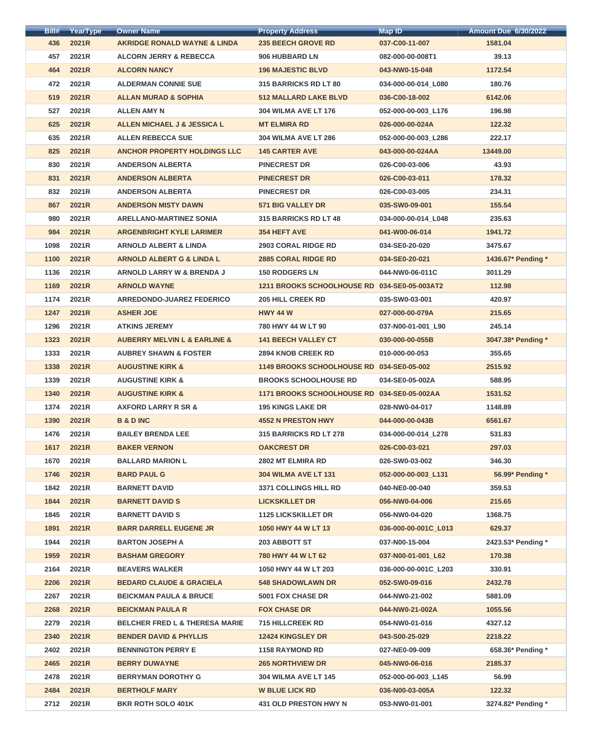| Bill# | YearType | Owner Name | Property Address | Map ID | Amount Due 6/30/2022 |
|---|---|---|---|---|---|
| 436 | 2021R | AKRIDGE RONALD WAYNE & LINDA | 235 BEECH GROVE RD | 037-C00-11-007 | 1581.04 |
| 457 | 2021R | ALCORN JERRY & REBECCA | 906 HUBBARD LN | 082-000-00-008T1 | 39.13 |
| 464 | 2021R | ALCORN NANCY | 196 MAJESTIC BLVD | 043-NW0-15-048 | 1172.54 |
| 472 | 2021R | ALDERMAN CONNIE SUE | 315 BARRICKS RD LT 80 | 034-000-00-014_L080 | 180.76 |
| 519 | 2021R | ALLAN MURAD & SOPHIA | 512 MALLARD LAKE BLVD | 036-C00-18-002 | 6142.06 |
| 527 | 2021R | ALLEN AMY N | 304 WILMA AVE LT 176 | 052-000-00-003_L176 | 196.98 |
| 625 | 2021R | ALLEN MICHAEL J & JESSICA L | MT ELMIRA RD | 026-000-00-024A | 122.32 |
| 635 | 2021R | ALLEN REBECCA SUE | 304 WILMA AVE LT 286 | 052-000-00-003_L286 | 222.17 |
| 825 | 2021R | ANCHOR PROPERTY HOLDINGS LLC | 145 CARTER AVE | 043-000-00-024AA | 13449.00 |
| 830 | 2021R | ANDERSON ALBERTA | PINECREST DR | 026-C00-03-006 | 43.93 |
| 831 | 2021R | ANDERSON ALBERTA | PINECREST DR | 026-C00-03-011 | 178.32 |
| 832 | 2021R | ANDERSON ALBERTA | PINECREST DR | 026-C00-03-005 | 234.31 |
| 867 | 2021R | ANDERSON MISTY DAWN | 571 BIG VALLEY DR | 035-SW0-09-001 | 155.54 |
| 980 | 2021R | ARELLANO-MARTINEZ SONIA | 315 BARRICKS RD LT 48 | 034-000-00-014_L048 | 235.63 |
| 984 | 2021R | ARGENBRIGHT KYLE LARIMER | 354 HEFT AVE | 041-W00-06-014 | 1941.72 |
| 1098 | 2021R | ARNOLD ALBERT & LINDA | 2903 CORAL RIDGE RD | 034-SE0-20-020 | 3475.67 |
| 1100 | 2021R | ARNOLD ALBERT G & LINDA L | 2885 CORAL RIDGE RD | 034-SE0-20-021 | 1436.67* Pending * |
| 1136 | 2021R | ARNOLD LARRY W & BRENDA J | 150 RODGERS LN | 044-NW0-06-011C | 3011.29 |
| 1169 | 2021R | ARNOLD WAYNE | 1211 BROOKS SCHOOLHOUSE RD | 034-SE0-05-003AT2 | 112.98 |
| 1174 | 2021R | ARREDONDO-JUAREZ FEDERICO | 205 HILL CREEK RD | 035-SW0-03-001 | 420.97 |
| 1247 | 2021R | ASHER JOE | HWY 44 W | 027-000-00-079A | 215.65 |
| 1296 | 2021R | ATKINS JEREMY | 780 HWY 44 W LT 90 | 037-N00-01-001_L90 | 245.14 |
| 1323 | 2021R | AUBERRY MELVIN L & EARLINE & | 141 BEECH VALLEY CT | 030-000-00-055B | 3047.38* Pending * |
| 1333 | 2021R | AUBREY SHAWN & FOSTER | 2894 KNOB CREEK RD | 010-000-00-053 | 355.65 |
| 1338 | 2021R | AUGUSTINE KIRK & | 1149 BROOKS SCHOOLHOUSE RD | 034-SE0-05-002 | 2515.92 |
| 1339 | 2021R | AUGUSTINE KIRK & | BROOKS SCHOOLHOUSE RD | 034-SE0-05-002A | 588.95 |
| 1340 | 2021R | AUGUSTINE KIRK & | 1171 BROOKS SCHOOLHOUSE RD | 034-SE0-05-002AA | 1531.52 |
| 1374 | 2021R | AXFORD LARRY R SR & | 195 KINGS LAKE DR | 028-NW0-04-017 | 1148.89 |
| 1390 | 2021R | B & D INC | 4552 N PRESTON HWY | 044-000-00-043B | 6561.67 |
| 1476 | 2021R | BAILEY BRENDA LEE | 315 BARRICKS RD LT 278 | 034-000-00-014_L278 | 531.83 |
| 1617 | 2021R | BAKER VERNON | OAKCREST DR | 026-C00-03-021 | 297.03 |
| 1670 | 2021R | BALLARD MARION L | 2802 MT ELMIRA RD | 026-SW0-03-002 | 346.30 |
| 1746 | 2021R | BARD PAUL G | 304 WILMA AVE LT 131 | 052-000-00-003_L131 | 56.99* Pending * |
| 1842 | 2021R | BARNETT DAVID | 3371 COLLINGS HILL RD | 040-NE0-00-040 | 359.53 |
| 1844 | 2021R | BARNETT DAVID S | LICKSKILLET DR | 056-NW0-04-006 | 215.65 |
| 1845 | 2021R | BARNETT DAVID S | 1125 LICKSKILLET DR | 056-NW0-04-020 | 1368.75 |
| 1891 | 2021R | BARR DARRELL EUGENE JR | 1050 HWY 44 W LT 13 | 036-000-00-001C_L013 | 629.37 |
| 1944 | 2021R | BARTON JOSEPH A | 203 ABBOTT ST | 037-N00-15-004 | 2423.53* Pending * |
| 1959 | 2021R | BASHAM GREGORY | 780 HWY 44 W LT 62 | 037-N00-01-001_L62 | 170.38 |
| 2164 | 2021R | BEAVERS WALKER | 1050 HWY 44 W LT 203 | 036-000-00-001C_L203 | 330.91 |
| 2206 | 2021R | BEDARD CLAUDE & GRACIELA | 548 SHADOWLAWN DR | 052-SW0-09-016 | 2432.78 |
| 2267 | 2021R | BEICKMAN PAULA & BRUCE | 5001 FOX CHASE DR | 044-NW0-21-002 | 5881.09 |
| 2268 | 2021R | BEICKMAN PAULA R | FOX CHASE DR | 044-NW0-21-002A | 1055.56 |
| 2279 | 2021R | BELCHER FRED L & THERESA MARIE | 715 HILLCREEK RD | 054-NW0-01-016 | 4327.12 |
| 2340 | 2021R | BENDER DAVID & PHYLLIS | 12424 KINGSLEY DR | 043-S00-25-029 | 2218.22 |
| 2402 | 2021R | BENNINGTON PERRY E | 1158 RAYMOND RD | 027-NE0-09-009 | 658.36* Pending * |
| 2465 | 2021R | BERRY DUWAYNE | 265 NORTHVIEW DR | 045-NW0-06-016 | 2185.37 |
| 2478 | 2021R | BERRYMAN DOROTHY G | 304 WILMA AVE LT 145 | 052-000-00-003_L145 | 56.99 |
| 2484 | 2021R | BERTHOLF MARY | W BLUE LICK RD | 036-N00-03-005A | 122.32 |
| 2712 | 2021R | BKR ROTH SOLO 401K | 431 OLD PRESTON HWY N | 053-NW0-01-001 | 3274.82* Pending * |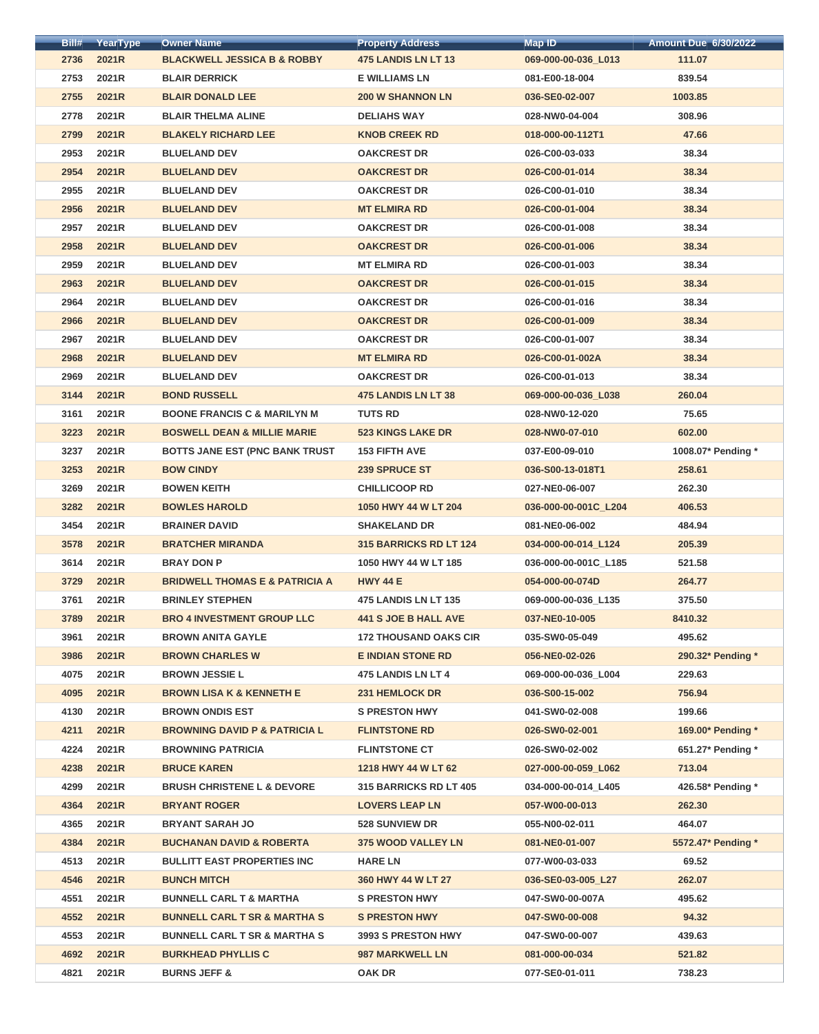| Bill# | YearType | Owner Name | Property Address | Map ID | Amount Due 6/30/2022 |
|---|---|---|---|---|---|
| 2736 | 2021R | BLACKWELL JESSICA B & ROBBY | 475 LANDIS LN LT 13 | 069-000-00-036_L013 | 111.07 |
| 2753 | 2021R | BLAIR DERRICK | E WILLIAMS LN | 081-E00-18-004 | 839.54 |
| 2755 | 2021R | BLAIR DONALD LEE | 200 W SHANNON LN | 036-SE0-02-007 | 1003.85 |
| 2778 | 2021R | BLAIR THELMA ALINE | DELIAHS WAY | 028-NW0-04-004 | 308.96 |
| 2799 | 2021R | BLAKELY RICHARD LEE | KNOB CREEK RD | 018-000-00-112T1 | 47.66 |
| 2953 | 2021R | BLUELAND DEV | OAKCREST DR | 026-C00-03-033 | 38.34 |
| 2954 | 2021R | BLUELAND DEV | OAKCREST DR | 026-C00-01-014 | 38.34 |
| 2955 | 2021R | BLUELAND DEV | OAKCREST DR | 026-C00-01-010 | 38.34 |
| 2956 | 2021R | BLUELAND DEV | MT ELMIRA RD | 026-C00-01-004 | 38.34 |
| 2957 | 2021R | BLUELAND DEV | OAKCREST DR | 026-C00-01-008 | 38.34 |
| 2958 | 2021R | BLUELAND DEV | OAKCREST DR | 026-C00-01-006 | 38.34 |
| 2959 | 2021R | BLUELAND DEV | MT ELMIRA RD | 026-C00-01-003 | 38.34 |
| 2963 | 2021R | BLUELAND DEV | OAKCREST DR | 026-C00-01-015 | 38.34 |
| 2964 | 2021R | BLUELAND DEV | OAKCREST DR | 026-C00-01-016 | 38.34 |
| 2966 | 2021R | BLUELAND DEV | OAKCREST DR | 026-C00-01-009 | 38.34 |
| 2967 | 2021R | BLUELAND DEV | OAKCREST DR | 026-C00-01-007 | 38.34 |
| 2968 | 2021R | BLUELAND DEV | MT ELMIRA RD | 026-C00-01-002A | 38.34 |
| 2969 | 2021R | BLUELAND DEV | OAKCREST DR | 026-C00-01-013 | 38.34 |
| 3144 | 2021R | BOND RUSSELL | 475 LANDIS LN LT 38 | 069-000-00-036_L038 | 260.04 |
| 3161 | 2021R | BOONE FRANCIS C & MARILYN M | TUTS RD | 028-NW0-12-020 | 75.65 |
| 3223 | 2021R | BOSWELL DEAN & MILLIE MARIE | 523 KINGS LAKE DR | 028-NW0-07-010 | 602.00 |
| 3237 | 2021R | BOTTS JANE EST (PNC BANK TRUST | 153 FIFTH AVE | 037-E00-09-010 | 1008.07* Pending * |
| 3253 | 2021R | BOW CINDY | 239 SPRUCE ST | 036-S00-13-018T1 | 258.61 |
| 3269 | 2021R | BOWEN KEITH | CHILLICOOP RD | 027-NE0-06-007 | 262.30 |
| 3282 | 2021R | BOWLES HAROLD | 1050 HWY 44 W LT 204 | 036-000-00-001C_L204 | 406.53 |
| 3454 | 2021R | BRAINER DAVID | SHAKELAND DR | 081-NE0-06-002 | 484.94 |
| 3578 | 2021R | BRATCHER MIRANDA | 315 BARRICKS RD LT 124 | 034-000-00-014_L124 | 205.39 |
| 3614 | 2021R | BRAY DON P | 1050 HWY 44 W LT 185 | 036-000-00-001C_L185 | 521.58 |
| 3729 | 2021R | BRIDWELL THOMAS E & PATRICIA A | HWY 44 E | 054-000-00-074D | 264.77 |
| 3761 | 2021R | BRINLEY STEPHEN | 475 LANDIS LN LT 135 | 069-000-00-036_L135 | 375.50 |
| 3789 | 2021R | BRO 4 INVESTMENT GROUP LLC | 441 S JOE B HALL AVE | 037-NE0-10-005 | 8410.32 |
| 3961 | 2021R | BROWN ANITA GAYLE | 172 THOUSAND OAKS CIR | 035-SW0-05-049 | 495.62 |
| 3986 | 2021R | BROWN CHARLES W | E INDIAN STONE RD | 056-NE0-02-026 | 290.32* Pending * |
| 4075 | 2021R | BROWN JESSIE L | 475 LANDIS LN LT 4 | 069-000-00-036_L004 | 229.63 |
| 4095 | 2021R | BROWN LISA K & KENNETH E | 231 HEMLOCK DR | 036-S00-15-002 | 756.94 |
| 4130 | 2021R | BROWN ONDIS EST | S PRESTON HWY | 041-SW0-02-008 | 199.66 |
| 4211 | 2021R | BROWNING DAVID P & PATRICIA L | FLINTSTONE RD | 026-SW0-02-001 | 169.00* Pending * |
| 4224 | 2021R | BROWNING PATRICIA | FLINTSTONE CT | 026-SW0-02-002 | 651.27* Pending * |
| 4238 | 2021R | BRUCE KAREN | 1218 HWY 44 W LT 62 | 027-000-00-059_L062 | 713.04 |
| 4299 | 2021R | BRUSH CHRISTENE L & DEVORE | 315 BARRICKS RD LT 405 | 034-000-00-014_L405 | 426.58* Pending * |
| 4364 | 2021R | BRYANT ROGER | LOVERS LEAP LN | 057-W00-00-013 | 262.30 |
| 4365 | 2021R | BRYANT SARAH JO | 528 SUNVIEW DR | 055-N00-02-011 | 464.07 |
| 4384 | 2021R | BUCHANAN DAVID & ROBERTA | 375 WOOD VALLEY LN | 081-NE0-01-007 | 5572.47* Pending * |
| 4513 | 2021R | BULLITT EAST PROPERTIES INC | HARE LN | 077-W00-03-033 | 69.52 |
| 4546 | 2021R | BUNCH MITCH | 360 HWY 44 W LT 27 | 036-SE0-03-005_L27 | 262.07 |
| 4551 | 2021R | BUNNELL CARL T & MARTHA | S PRESTON HWY | 047-SW0-00-007A | 495.62 |
| 4552 | 2021R | BUNNELL CARL T SR & MARTHA S | S PRESTON HWY | 047-SW0-00-008 | 94.32 |
| 4553 | 2021R | BUNNELL CARL T SR & MARTHA S | 3993 S PRESTON HWY | 047-SW0-00-007 | 439.63 |
| 4692 | 2021R | BURKHEAD PHYLLIS C | 987 MARKWELL LN | 081-000-00-034 | 521.82 |
| 4821 | 2021R | BURNS JEFF & | OAK DR | 077-SE0-01-011 | 738.23 |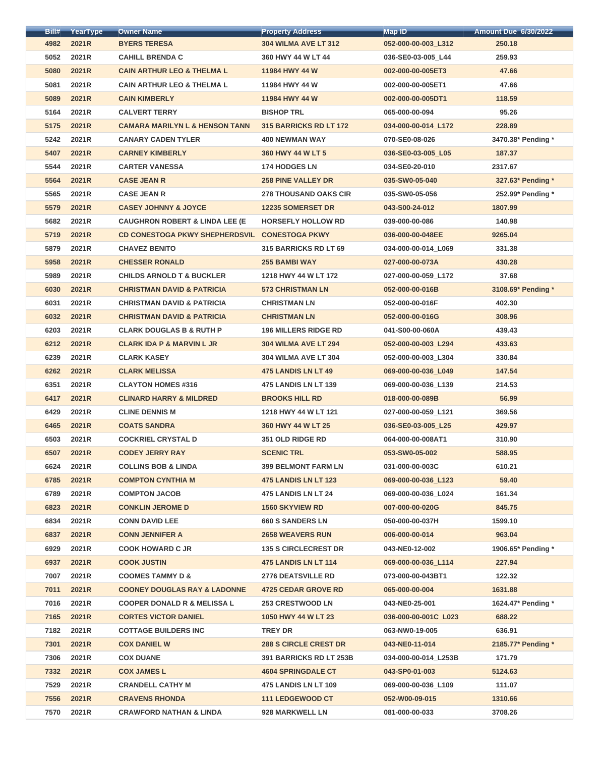| Bill# | YearType | Owner Name | Property Address | Map ID | Amount Due 6/30/2022 |
|---|---|---|---|---|---|
| 4982 | 2021R | BYERS TERESA | 304 WILMA AVE LT 312 | 052-000-00-003_L312 | 250.18 |
| 5052 | 2021R | CAHILL BRENDA C | 360 HWY 44 W LT 44 | 036-SE0-03-005_L44 | 259.93 |
| 5080 | 2021R | CAIN ARTHUR LEO & THELMA L | 11984 HWY 44 W | 002-000-00-005ET3 | 47.66 |
| 5081 | 2021R | CAIN ARTHUR LEO & THELMA L | 11984 HWY 44 W | 002-000-00-005ET1 | 47.66 |
| 5089 | 2021R | CAIN KIMBERLY | 11984 HWY 44 W | 002-000-00-005DT1 | 118.59 |
| 5164 | 2021R | CALVERT TERRY | BISHOP TRL | 065-000-00-094 | 95.26 |
| 5175 | 2021R | CAMARA MARILYN L & HENSON TANN | 315 BARRICKS RD LT 172 | 034-000-00-014_L172 | 228.89 |
| 5242 | 2021R | CANARY CADEN TYLER | 400 NEWMAN WAY | 070-SE0-08-026 | 3470.38* Pending * |
| 5407 | 2021R | CARNEY KIMBERLY | 360 HWY 44 W LT 5 | 036-SE0-03-005_L05 | 187.37 |
| 5544 | 2021R | CARTER VANESSA | 174 HODGES LN | 034-SE0-20-010 | 2317.67 |
| 5564 | 2021R | CASE JEAN R | 258 PINE VALLEY DR | 035-SW0-05-040 | 327.63* Pending * |
| 5565 | 2021R | CASE JEAN R | 278 THOUSAND OAKS CIR | 035-SW0-05-056 | 252.99* Pending * |
| 5579 | 2021R | CASEY JOHNNY & JOYCE | 12235 SOMERSET DR | 043-S00-24-012 | 1807.99 |
| 5682 | 2021R | CAUGHRON ROBERT & LINDA LEE (E | HORSEFLY HOLLOW RD | 039-000-00-086 | 140.98 |
| 5719 | 2021R | CD CONESTOGA PKWY SHEPHERDSVIL | CONESTOGA PKWY | 036-000-00-048EE | 9265.04 |
| 5879 | 2021R | CHAVEZ BENITO | 315 BARRICKS RD LT 69 | 034-000-00-014_L069 | 331.38 |
| 5958 | 2021R | CHESSER RONALD | 255 BAMBI WAY | 027-000-00-073A | 430.28 |
| 5989 | 2021R | CHILDS ARNOLD T & BUCKLER | 1218 HWY 44 W LT 172 | 027-000-00-059_L172 | 37.68 |
| 6030 | 2021R | CHRISTMAN DAVID & PATRICIA | 573 CHRISTMAN LN | 052-000-00-016B | 3108.69* Pending * |
| 6031 | 2021R | CHRISTMAN DAVID & PATRICIA | CHRISTMAN LN | 052-000-00-016F | 402.30 |
| 6032 | 2021R | CHRISTMAN DAVID & PATRICIA | CHRISTMAN LN | 052-000-00-016G | 308.96 |
| 6203 | 2021R | CLARK DOUGLAS B & RUTH P | 196 MILLERS RIDGE RD | 041-S00-00-060A | 439.43 |
| 6212 | 2021R | CLARK IDA P & MARVIN L JR | 304 WILMA AVE LT 294 | 052-000-00-003_L294 | 433.63 |
| 6239 | 2021R | CLARK KASEY | 304 WILMA AVE LT 304 | 052-000-00-003_L304 | 330.84 |
| 6262 | 2021R | CLARK MELISSA | 475 LANDIS LN LT 49 | 069-000-00-036_L049 | 147.54 |
| 6351 | 2021R | CLAYTON HOMES #316 | 475 LANDIS LN LT 139 | 069-000-00-036_L139 | 214.53 |
| 6417 | 2021R | CLINARD HARRY & MILDRED | BROOKS HILL RD | 018-000-00-089B | 56.99 |
| 6429 | 2021R | CLINE DENNIS M | 1218 HWY 44 W LT 121 | 027-000-00-059_L121 | 369.56 |
| 6465 | 2021R | COATS SANDRA | 360 HWY 44 W LT 25 | 036-SE0-03-005_L25 | 429.97 |
| 6503 | 2021R | COCKRIEL CRYSTAL D | 351 OLD RIDGE RD | 064-000-00-008AT1 | 310.90 |
| 6507 | 2021R | CODEY JERRY RAY | SCENIC TRL | 053-SW0-05-002 | 588.95 |
| 6624 | 2021R | COLLINS BOB & LINDA | 399 BELMONT FARM LN | 031-000-00-003C | 610.21 |
| 6785 | 2021R | COMPTON CYNTHIA M | 475 LANDIS LN LT 123 | 069-000-00-036_L123 | 59.40 |
| 6789 | 2021R | COMPTON JACOB | 475 LANDIS LN LT 24 | 069-000-00-036_L024 | 161.34 |
| 6823 | 2021R | CONKLIN JEROME D | 1560 SKYVIEW RD | 007-000-00-020G | 845.75 |
| 6834 | 2021R | CONN DAVID LEE | 660 S SANDERS LN | 050-000-00-037H | 1599.10 |
| 6837 | 2021R | CONN JENNIFER A | 2658 WEAVERS RUN | 006-000-00-014 | 963.04 |
| 6929 | 2021R | COOK HOWARD C JR | 135 S CIRCLECREST DR | 043-NE0-12-002 | 1906.65* Pending * |
| 6937 | 2021R | COOK JUSTIN | 475 LANDIS LN LT 114 | 069-000-00-036_L114 | 227.94 |
| 7007 | 2021R | COOMES TAMMY D & | 2776 DEATSVILLE RD | 073-000-00-043BT1 | 122.32 |
| 7011 | 2021R | COONEY DOUGLAS RAY & LADONNE | 4725 CEDAR GROVE RD | 065-000-00-004 | 1631.88 |
| 7016 | 2021R | COOPER DONALD R & MELISSA L | 253 CRESTWOOD LN | 043-NE0-25-001 | 1624.47* Pending * |
| 7165 | 2021R | CORTES VICTOR DANIEL | 1050 HWY 44 W LT 23 | 036-000-00-001C_L023 | 688.22 |
| 7182 | 2021R | COTTAGE BUILDERS INC | TREY DR | 063-NW0-19-005 | 636.91 |
| 7301 | 2021R | COX DANIEL W | 288 S CIRCLE CREST DR | 043-NE0-11-014 | 2185.77* Pending * |
| 7306 | 2021R | COX DUANE | 391 BARRICKS RD LT 253B | 034-000-00-014_L253B | 171.79 |
| 7332 | 2021R | COX JAMES L | 4604 SPRINGDALE CT | 043-SP0-01-003 | 5124.63 |
| 7529 | 2021R | CRANDELL CATHY M | 475 LANDIS LN LT 109 | 069-000-00-036_L109 | 111.07 |
| 7556 | 2021R | CRAVENS RHONDA | 111 LEDGEWOOD CT | 052-W00-09-015 | 1310.66 |
| 7570 | 2021R | CRAWFORD NATHAN & LINDA | 928 MARKWELL LN | 081-000-00-033 | 3708.26 |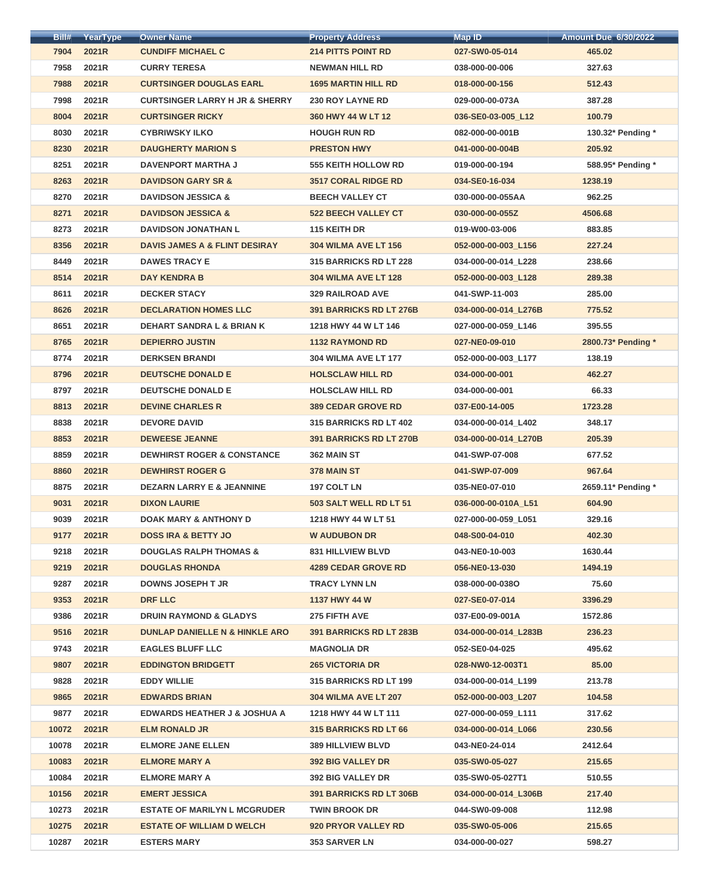| Bill# | YearType | Owner Name | Property Address | Map ID | Amount Due 6/30/2022 |
|---|---|---|---|---|---|
| 7904 | 2021R | CUNDIFF MICHAEL C | 214 PITTS POINT RD | 027-SW0-05-014 | 465.02 |
| 7958 | 2021R | CURRY TERESA | NEWMAN HILL RD | 038-000-00-006 | 327.63 |
| 7988 | 2021R | CURTSINGER DOUGLAS EARL | 1695 MARTIN HILL RD | 018-000-00-156 | 512.43 |
| 7998 | 2021R | CURTSINGER LARRY H JR & SHERRY | 230 ROY LAYNE RD | 029-000-00-073A | 387.28 |
| 8004 | 2021R | CURTSINGER RICKY | 360 HWY 44 W LT 12 | 036-SE0-03-005_L12 | 100.79 |
| 8030 | 2021R | CYBRIWSKY ILKO | HOUGH RUN RD | 082-000-00-001B | 130.32* Pending * |
| 8230 | 2021R | DAUGHERTY MARION S | PRESTON HWY | 041-000-00-004B | 205.92 |
| 8251 | 2021R | DAVENPORT MARTHA J | 555 KEITH HOLLOW RD | 019-000-00-194 | 588.95* Pending * |
| 8263 | 2021R | DAVIDSON GARY SR & | 3517 CORAL RIDGE RD | 034-SE0-16-034 | 1238.19 |
| 8270 | 2021R | DAVIDSON JESSICA & | BEECH VALLEY CT | 030-000-00-055AA | 962.25 |
| 8271 | 2021R | DAVIDSON JESSICA & | 522 BEECH VALLEY CT | 030-000-00-055Z | 4506.68 |
| 8273 | 2021R | DAVIDSON JONATHAN L | 115 KEITH DR | 019-W00-03-006 | 883.85 |
| 8356 | 2021R | DAVIS JAMES A & FLINT DESIRAY | 304 WILMA AVE LT 156 | 052-000-00-003_L156 | 227.24 |
| 8449 | 2021R | DAWES TRACY E | 315 BARRICKS RD LT 228 | 034-000-00-014_L228 | 238.66 |
| 8514 | 2021R | DAY KENDRA B | 304 WILMA AVE LT 128 | 052-000-00-003_L128 | 289.38 |
| 8611 | 2021R | DECKER STACY | 329 RAILROAD AVE | 041-SWP-11-003 | 285.00 |
| 8626 | 2021R | DECLARATION HOMES LLC | 391 BARRICKS RD LT 276B | 034-000-00-014_L276B | 775.52 |
| 8651 | 2021R | DEHART SANDRA L & BRIAN K | 1218 HWY 44 W LT 146 | 027-000-00-059_L146 | 395.55 |
| 8765 | 2021R | DEPIERRO JUSTIN | 1132 RAYMOND RD | 027-NE0-09-010 | 2800.73* Pending * |
| 8774 | 2021R | DERKSEN BRANDI | 304 WILMA AVE LT 177 | 052-000-00-003_L177 | 138.19 |
| 8796 | 2021R | DEUTSCHE DONALD E | HOLSCLAW HILL RD | 034-000-00-001 | 462.27 |
| 8797 | 2021R | DEUTSCHE DONALD E | HOLSCLAW HILL RD | 034-000-00-001 | 66.33 |
| 8813 | 2021R | DEVINE CHARLES R | 389 CEDAR GROVE RD | 037-E00-14-005 | 1723.28 |
| 8838 | 2021R | DEVORE DAVID | 315 BARRICKS RD LT 402 | 034-000-00-014_L402 | 348.17 |
| 8853 | 2021R | DEWEESE JEANNE | 391 BARRICKS RD LT 270B | 034-000-00-014_L270B | 205.39 |
| 8859 | 2021R | DEWHIRST ROGER & CONSTANCE | 362 MAIN ST | 041-SWP-07-008 | 677.52 |
| 8860 | 2021R | DEWHIRST ROGER G | 378 MAIN ST | 041-SWP-07-009 | 967.64 |
| 8875 | 2021R | DEZARN LARRY E & JEANNINE | 197 COLT LN | 035-NE0-07-010 | 2659.11* Pending * |
| 9031 | 2021R | DIXON LAURIE | 503 SALT WELL RD LT 51 | 036-000-00-010A_L51 | 604.90 |
| 9039 | 2021R | DOAK MARY & ANTHONY D | 1218 HWY 44 W LT 51 | 027-000-00-059_L051 | 329.16 |
| 9177 | 2021R | DOSS IRA & BETTY JO | W AUDUBON DR | 048-S00-04-010 | 402.30 |
| 9218 | 2021R | DOUGLAS RALPH THOMAS & | 831 HILLVIEW BLVD | 043-NE0-10-003 | 1630.44 |
| 9219 | 2021R | DOUGLAS RHONDA | 4289 CEDAR GROVE RD | 056-NE0-13-030 | 1494.19 |
| 9287 | 2021R | DOWNS JOSEPH T JR | TRACY LYNN LN | 038-000-00-038O | 75.60 |
| 9353 | 2021R | DRF LLC | 1137 HWY 44 W | 027-SE0-07-014 | 3396.29 |
| 9386 | 2021R | DRUIN RAYMOND & GLADYS | 275 FIFTH AVE | 037-E00-09-001A | 1572.86 |
| 9516 | 2021R | DUNLAP DANIELLE N & HINKLE ARO | 391 BARRICKS RD LT 283B | 034-000-00-014_L283B | 236.23 |
| 9743 | 2021R | EAGLES BLUFF LLC | MAGNOLIA DR | 052-SE0-04-025 | 495.62 |
| 9807 | 2021R | EDDINGTON BRIDGETT | 265 VICTORIA DR | 028-NW0-12-003T1 | 85.00 |
| 9828 | 2021R | EDDY WILLIE | 315 BARRICKS RD LT 199 | 034-000-00-014_L199 | 213.78 |
| 9865 | 2021R | EDWARDS BRIAN | 304 WILMA AVE LT 207 | 052-000-00-003_L207 | 104.58 |
| 9877 | 2021R | EDWARDS HEATHER J & JOSHUA A | 1218 HWY 44 W LT 111 | 027-000-00-059_L111 | 317.62 |
| 10072 | 2021R | ELM RONALD JR | 315 BARRICKS RD LT 66 | 034-000-00-014_L066 | 230.56 |
| 10078 | 2021R | ELMORE JANE ELLEN | 389 HILLVIEW BLVD | 043-NE0-24-014 | 2412.64 |
| 10083 | 2021R | ELMORE MARY A | 392 BIG VALLEY DR | 035-SW0-05-027 | 215.65 |
| 10084 | 2021R | ELMORE MARY A | 392 BIG VALLEY DR | 035-SW0-05-027T1 | 510.55 |
| 10156 | 2021R | EMERT JESSICA | 391 BARRICKS RD LT 306B | 034-000-00-014_L306B | 217.40 |
| 10273 | 2021R | ESTATE OF MARILYN L MCGRUDER | TWIN BROOK DR | 044-SW0-09-008 | 112.98 |
| 10275 | 2021R | ESTATE OF WILLIAM D WELCH | 920 PRYOR VALLEY RD | 035-SW0-05-006 | 215.65 |
| 10287 | 2021R | ESTERS MARY | 353 SARVER LN | 034-000-00-027 | 598.27 |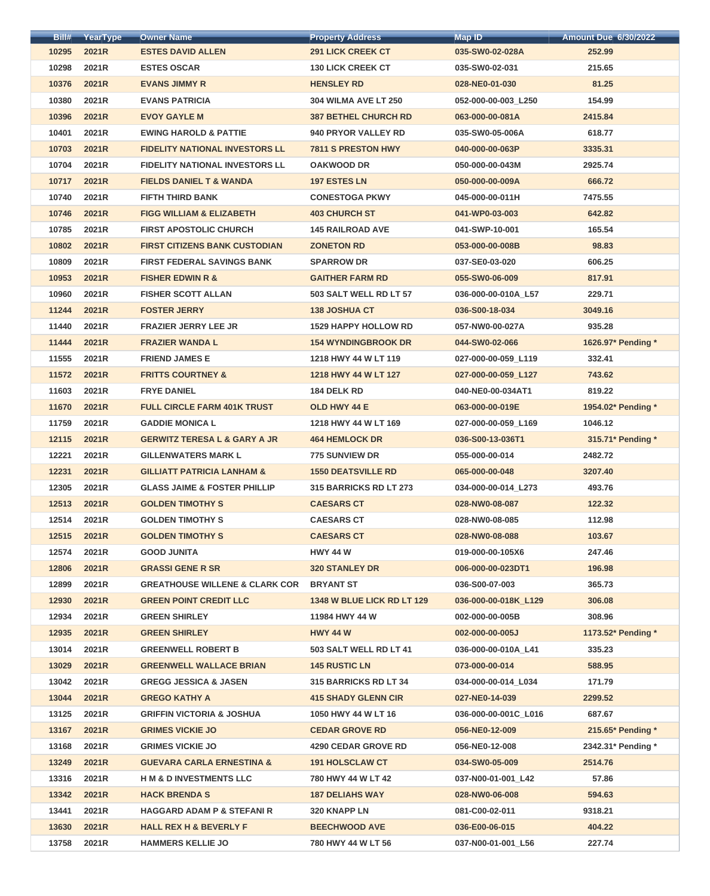| Bill# | YearType | Owner Name | Property Address | Map ID | Amount Due 6/30/2022 |
|---|---|---|---|---|---|
| 10295 | 2021R | ESTES DAVID ALLEN | 291 LICK CREEK CT | 035-SW0-02-028A | 252.99 |
| 10298 | 2021R | ESTES OSCAR | 130 LICK CREEK CT | 035-SW0-02-031 | 215.65 |
| 10376 | 2021R | EVANS JIMMY R | HENSLEY RD | 028-NE0-01-030 | 81.25 |
| 10380 | 2021R | EVANS PATRICIA | 304 WILMA AVE LT 250 | 052-000-00-003_L250 | 154.99 |
| 10396 | 2021R | EVOY GAYLE M | 387 BETHEL CHURCH RD | 063-000-00-081A | 2415.84 |
| 10401 | 2021R | EWING HAROLD & PATTIE | 940 PRYOR VALLEY RD | 035-SW0-05-006A | 618.77 |
| 10703 | 2021R | FIDELITY NATIONAL INVESTORS LL | 7811 S PRESTON HWY | 040-000-00-063P | 3335.31 |
| 10704 | 2021R | FIDELITY NATIONAL INVESTORS LL | OAKWOOD DR | 050-000-00-043M | 2925.74 |
| 10717 | 2021R | FIELDS DANIEL T & WANDA | 197 ESTES LN | 050-000-00-009A | 666.72 |
| 10740 | 2021R | FIFTH THIRD BANK | CONESTOGA PKWY | 045-000-00-011H | 7475.55 |
| 10746 | 2021R | FIGG WILLIAM & ELIZABETH | 403 CHURCH ST | 041-WP0-03-003 | 642.82 |
| 10785 | 2021R | FIRST APOSTOLIC CHURCH | 145 RAILROAD AVE | 041-SWP-10-001 | 165.54 |
| 10802 | 2021R | FIRST CITIZENS BANK CUSTODIAN | ZONETON RD | 053-000-00-008B | 98.83 |
| 10809 | 2021R | FIRST FEDERAL SAVINGS BANK | SPARROW DR | 037-SE0-03-020 | 606.25 |
| 10953 | 2021R | FISHER EDWIN R & | GAITHER FARM RD | 055-SW0-06-009 | 817.91 |
| 10960 | 2021R | FISHER SCOTT ALLAN | 503 SALT WELL RD LT 57 | 036-000-00-010A_L57 | 229.71 |
| 11244 | 2021R | FOSTER JERRY | 138 JOSHUA CT | 036-S00-18-034 | 3049.16 |
| 11440 | 2021R | FRAZIER JERRY LEE JR | 1529 HAPPY HOLLOW RD | 057-NW0-00-027A | 935.28 |
| 11444 | 2021R | FRAZIER WANDA L | 154 WYNDINGBROOK DR | 044-SW0-02-066 | 1626.97* Pending * |
| 11555 | 2021R | FRIEND JAMES E | 1218 HWY 44 W LT 119 | 027-000-00-059_L119 | 332.41 |
| 11572 | 2021R | FRITTS COURTNEY & | 1218 HWY 44 W LT 127 | 027-000-00-059_L127 | 743.62 |
| 11603 | 2021R | FRYE DANIEL | 184 DELK RD | 040-NE0-00-034AT1 | 819.22 |
| 11670 | 2021R | FULL CIRCLE FARM 401K TRUST | OLD HWY 44 E | 063-000-00-019E | 1954.02* Pending * |
| 11759 | 2021R | GADDIE MONICA L | 1218 HWY 44 W LT 169 | 027-000-00-059_L169 | 1046.12 |
| 12115 | 2021R | GERWITZ TERESA L & GARY A JR | 464 HEMLOCK DR | 036-S00-13-036T1 | 315.71* Pending * |
| 12221 | 2021R | GILLENWATERS MARK L | 775 SUNVIEW DR | 055-000-00-014 | 2482.72 |
| 12231 | 2021R | GILLIATT PATRICIA LANHAM & | 1550 DEATSVILLE RD | 065-000-00-048 | 3207.40 |
| 12305 | 2021R | GLASS JAIME & FOSTER PHILLIP | 315 BARRICKS RD LT 273 | 034-000-00-014_L273 | 493.76 |
| 12513 | 2021R | GOLDEN TIMOTHY S | CAESARS CT | 028-NW0-08-087 | 122.32 |
| 12514 | 2021R | GOLDEN TIMOTHY S | CAESARS CT | 028-NW0-08-085 | 112.98 |
| 12515 | 2021R | GOLDEN TIMOTHY S | CAESARS CT | 028-NW0-08-088 | 103.67 |
| 12574 | 2021R | GOOD JUNITA | HWY 44 W | 019-000-00-105X6 | 247.46 |
| 12806 | 2021R | GRASSI GENE R SR | 320 STANLEY DR | 006-000-00-023DT1 | 196.98 |
| 12899 | 2021R | GREATHOUSE WILLENE & CLARK COR | BRYANT ST | 036-S00-07-003 | 365.73 |
| 12930 | 2021R | GREEN POINT CREDIT LLC | 1348 W BLUE LICK RD LT 129 | 036-000-00-018K_L129 | 306.08 |
| 12934 | 2021R | GREEN SHIRLEY | 11984 HWY 44 W | 002-000-00-005B | 308.96 |
| 12935 | 2021R | GREEN SHIRLEY | HWY 44 W | 002-000-00-005J | 1173.52* Pending * |
| 13014 | 2021R | GREENWELL ROBERT B | 503 SALT WELL RD LT 41 | 036-000-00-010A_L41 | 335.23 |
| 13029 | 2021R | GREENWELL WALLACE BRIAN | 145 RUSTIC LN | 073-000-00-014 | 588.95 |
| 13042 | 2021R | GREGG JESSICA & JASEN | 315 BARRICKS RD LT 34 | 034-000-00-014_L034 | 171.79 |
| 13044 | 2021R | GREGO KATHY A | 415 SHADY GLENN CIR | 027-NE0-14-039 | 2299.52 |
| 13125 | 2021R | GRIFFIN VICTORIA & JOSHUA | 1050 HWY 44 W LT 16 | 036-000-00-001C_L016 | 687.67 |
| 13167 | 2021R | GRIMES VICKIE JO | CEDAR GROVE RD | 056-NE0-12-009 | 215.65* Pending * |
| 13168 | 2021R | GRIMES VICKIE JO | 4290 CEDAR GROVE RD | 056-NE0-12-008 | 2342.31* Pending * |
| 13249 | 2021R | GUEVARA CARLA ERNESTINA & | 191 HOLSCLAW CT | 034-SW0-05-009 | 2514.76 |
| 13316 | 2021R | H M & D INVESTMENTS LLC | 780 HWY 44 W LT 42 | 037-N00-01-001_L42 | 57.86 |
| 13342 | 2021R | HACK BRENDA S | 187 DELIAHS WAY | 028-NW0-06-008 | 594.63 |
| 13441 | 2021R | HAGGARD ADAM P & STEFANI R | 320 KNAPP LN | 081-C00-02-011 | 9318.21 |
| 13630 | 2021R | HALL REX H & BEVERLY F | BEECHWOOD AVE | 036-E00-06-015 | 404.22 |
| 13758 | 2021R | HAMMERS KELLIE JO | 780 HWY 44 W LT 56 | 037-N00-01-001_L56 | 227.74 |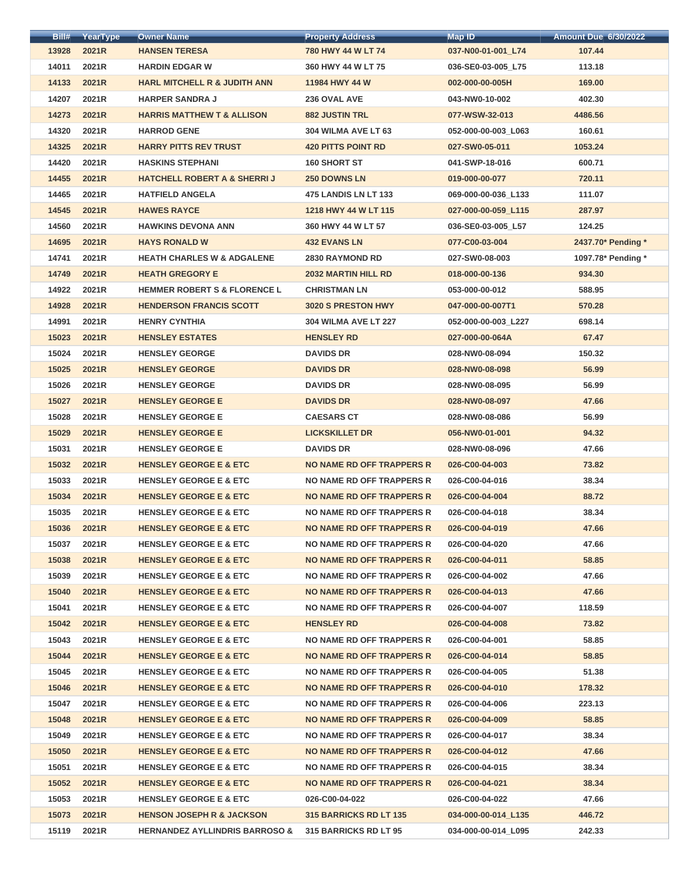| Bill# | YearType | Owner Name | Property Address | Map ID | Amount Due 6/30/2022 |
|---|---|---|---|---|---|
| 13928 | 2021R | HANSEN TERESA | 780 HWY 44 W LT 74 | 037-N00-01-001_L74 | 107.44 |
| 14011 | 2021R | HARDIN EDGAR W | 360 HWY 44 W LT 75 | 036-SE0-03-005_L75 | 113.18 |
| 14133 | 2021R | HARL MITCHELL R & JUDITH ANN | 11984 HWY 44 W | 002-000-00-005H | 169.00 |
| 14207 | 2021R | HARPER SANDRA J | 236 OVAL AVE | 043-NW0-10-002 | 402.30 |
| 14273 | 2021R | HARRIS MATTHEW T & ALLISON | 882 JUSTIN TRL | 077-WSW-32-013 | 4486.56 |
| 14320 | 2021R | HARROD GENE | 304 WILMA AVE LT 63 | 052-000-00-003_L063 | 160.61 |
| 14325 | 2021R | HARRY PITTS REV TRUST | 420 PITTS POINT RD | 027-SW0-05-011 | 1053.24 |
| 14420 | 2021R | HASKINS STEPHANI | 160 SHORT ST | 041-SWP-18-016 | 600.71 |
| 14455 | 2021R | HATCHELL ROBERT A & SHERRI J | 250 DOWNS LN | 019-000-00-077 | 720.11 |
| 14465 | 2021R | HATFIELD ANGELA | 475 LANDIS LN LT 133 | 069-000-00-036_L133 | 111.07 |
| 14545 | 2021R | HAWES RAYCE | 1218 HWY 44 W LT 115 | 027-000-00-059_L115 | 287.97 |
| 14560 | 2021R | HAWKINS DEVONA ANN | 360 HWY 44 W LT 57 | 036-SE0-03-005_L57 | 124.25 |
| 14695 | 2021R | HAYS RONALD W | 432 EVANS LN | 077-C00-03-004 | 2437.70* Pending * |
| 14741 | 2021R | HEATH CHARLES W & ADGALENE | 2830 RAYMOND RD | 027-SW0-08-003 | 1097.78* Pending * |
| 14749 | 2021R | HEATH GREGORY E | 2032 MARTIN HILL RD | 018-000-00-136 | 934.30 |
| 14922 | 2021R | HEMMER ROBERT S & FLORENCE L | CHRISTMAN LN | 053-000-00-012 | 588.95 |
| 14928 | 2021R | HENDERSON FRANCIS SCOTT | 3020 S PRESTON HWY | 047-000-00-007T1 | 570.28 |
| 14991 | 2021R | HENRY CYNTHIA | 304 WILMA AVE LT 227 | 052-000-00-003_L227 | 698.14 |
| 15023 | 2021R | HENSLEY ESTATES | HENSLEY RD | 027-000-00-064A | 67.47 |
| 15024 | 2021R | HENSLEY GEORGE | DAVIDS DR | 028-NW0-08-094 | 150.32 |
| 15025 | 2021R | HENSLEY GEORGE | DAVIDS DR | 028-NW0-08-098 | 56.99 |
| 15026 | 2021R | HENSLEY GEORGE | DAVIDS DR | 028-NW0-08-095 | 56.99 |
| 15027 | 2021R | HENSLEY GEORGE E | DAVIDS DR | 028-NW0-08-097 | 47.66 |
| 15028 | 2021R | HENSLEY GEORGE E | CAESARS CT | 028-NW0-08-086 | 56.99 |
| 15029 | 2021R | HENSLEY GEORGE E | LICKSKILLET DR | 056-NW0-01-001 | 94.32 |
| 15031 | 2021R | HENSLEY GEORGE E | DAVIDS DR | 028-NW0-08-096 | 47.66 |
| 15032 | 2021R | HENSLEY GEORGE E & ETC | NO NAME RD OFF TRAPPERS R | 026-C00-04-003 | 73.82 |
| 15033 | 2021R | HENSLEY GEORGE E & ETC | NO NAME RD OFF TRAPPERS R | 026-C00-04-016 | 38.34 |
| 15034 | 2021R | HENSLEY GEORGE E & ETC | NO NAME RD OFF TRAPPERS R | 026-C00-04-004 | 88.72 |
| 15035 | 2021R | HENSLEY GEORGE E & ETC | NO NAME RD OFF TRAPPERS R | 026-C00-04-018 | 38.34 |
| 15036 | 2021R | HENSLEY GEORGE E & ETC | NO NAME RD OFF TRAPPERS R | 026-C00-04-019 | 47.66 |
| 15037 | 2021R | HENSLEY GEORGE E & ETC | NO NAME RD OFF TRAPPERS R | 026-C00-04-020 | 47.66 |
| 15038 | 2021R | HENSLEY GEORGE E & ETC | NO NAME RD OFF TRAPPERS R | 026-C00-04-011 | 58.85 |
| 15039 | 2021R | HENSLEY GEORGE E & ETC | NO NAME RD OFF TRAPPERS R | 026-C00-04-002 | 47.66 |
| 15040 | 2021R | HENSLEY GEORGE E & ETC | NO NAME RD OFF TRAPPERS R | 026-C00-04-013 | 47.66 |
| 15041 | 2021R | HENSLEY GEORGE E & ETC | NO NAME RD OFF TRAPPERS R | 026-C00-04-007 | 118.59 |
| 15042 | 2021R | HENSLEY GEORGE E & ETC | HENSLEY RD | 026-C00-04-008 | 73.82 |
| 15043 | 2021R | HENSLEY GEORGE E & ETC | NO NAME RD OFF TRAPPERS R | 026-C00-04-001 | 58.85 |
| 15044 | 2021R | HENSLEY GEORGE E & ETC | NO NAME RD OFF TRAPPERS R | 026-C00-04-014 | 58.85 |
| 15045 | 2021R | HENSLEY GEORGE E & ETC | NO NAME RD OFF TRAPPERS R | 026-C00-04-005 | 51.38 |
| 15046 | 2021R | HENSLEY GEORGE E & ETC | NO NAME RD OFF TRAPPERS R | 026-C00-04-010 | 178.32 |
| 15047 | 2021R | HENSLEY GEORGE E & ETC | NO NAME RD OFF TRAPPERS R | 026-C00-04-006 | 223.13 |
| 15048 | 2021R | HENSLEY GEORGE E & ETC | NO NAME RD OFF TRAPPERS R | 026-C00-04-009 | 58.85 |
| 15049 | 2021R | HENSLEY GEORGE E & ETC | NO NAME RD OFF TRAPPERS R | 026-C00-04-017 | 38.34 |
| 15050 | 2021R | HENSLEY GEORGE E & ETC | NO NAME RD OFF TRAPPERS R | 026-C00-04-012 | 47.66 |
| 15051 | 2021R | HENSLEY GEORGE E & ETC | NO NAME RD OFF TRAPPERS R | 026-C00-04-015 | 38.34 |
| 15052 | 2021R | HENSLEY GEORGE E & ETC | NO NAME RD OFF TRAPPERS R | 026-C00-04-021 | 38.34 |
| 15053 | 2021R | HENSLEY GEORGE E & ETC | 026-C00-04-022 | 026-C00-04-022 | 47.66 |
| 15073 | 2021R | HENSON JOSEPH R & JACKSON | 315 BARRICKS RD LT 135 | 034-000-00-014_L135 | 446.72 |
| 15119 | 2021R | HERNANDEZ AYLLINDRIS BARROSO & | 315 BARRICKS RD LT 95 | 034-000-00-014_L095 | 242.33 |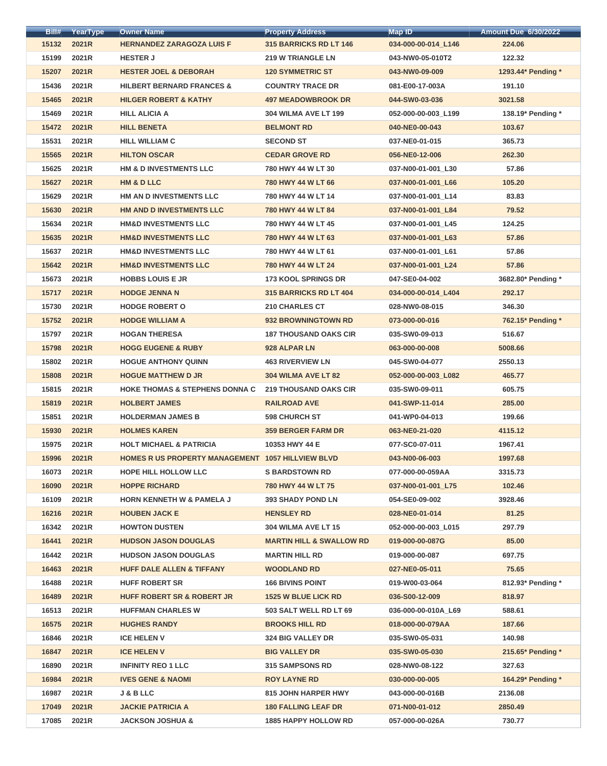| Bill# | YearType | Owner Name | Property Address | Map ID | Amount Due 6/30/2022 |
|---|---|---|---|---|---|
| 15132 | 2021R | HERNANDEZ ZARAGOZA LUIS F | 315 BARRICKS RD LT 146 | 034-000-00-014_L146 | 224.06 |
| 15199 | 2021R | HESTER J | 219 W TRIANGLE LN | 043-NW0-05-010T2 | 122.32 |
| 15207 | 2021R | HESTER JOEL & DEBORAH | 120 SYMMETRIC ST | 043-NW0-09-009 | 1293.44* Pending * |
| 15436 | 2021R | HILBERT BERNARD FRANCES & | COUNTRY TRACE DR | 081-E00-17-003A | 191.10 |
| 15465 | 2021R | HILGER ROBERT & KATHY | 497 MEADOWBROOK DR | 044-SW0-03-036 | 3021.58 |
| 15469 | 2021R | HILL ALICIA A | 304 WILMA AVE LT 199 | 052-000-00-003_L199 | 138.19* Pending * |
| 15472 | 2021R | HILL BENETA | BELMONT RD | 040-NE0-00-043 | 103.67 |
| 15531 | 2021R | HILL WILLIAM C | SECOND ST | 037-NE0-01-015 | 365.73 |
| 15565 | 2021R | HILTON OSCAR | CEDAR GROVE RD | 056-NE0-12-006 | 262.30 |
| 15625 | 2021R | HM & D INVESTMENTS LLC | 780 HWY 44 W LT 30 | 037-N00-01-001_L30 | 57.86 |
| 15627 | 2021R | HM & D LLC | 780 HWY 44 W LT 66 | 037-N00-01-001_L66 | 105.20 |
| 15629 | 2021R | HM AN D INVESTMENTS LLC | 780 HWY 44 W LT 14 | 037-N00-01-001_L14 | 83.83 |
| 15630 | 2021R | HM AND D INVESTMENTS LLC | 780 HWY 44 W LT 84 | 037-N00-01-001_L84 | 79.52 |
| 15634 | 2021R | HM&D INVESTMENTS LLC | 780 HWY 44 W LT 45 | 037-N00-01-001_L45 | 124.25 |
| 15635 | 2021R | HM&D INVESTMENTS LLC | 780 HWY 44 W LT 63 | 037-N00-01-001_L63 | 57.86 |
| 15637 | 2021R | HM&D INVESTMENTS LLC | 780 HWY 44 W LT 61 | 037-N00-01-001_L61 | 57.86 |
| 15642 | 2021R | HM&D INVESTMENTS LLC | 780 HWY 44 W LT 24 | 037-N00-01-001_L24 | 57.86 |
| 15673 | 2021R | HOBBS LOUIS E JR | 173 KOOL SPRINGS DR | 047-SE0-04-002 | 3682.80* Pending * |
| 15717 | 2021R | HODGE JENNA N | 315 BARRICKS RD LT 404 | 034-000-00-014_L404 | 292.17 |
| 15730 | 2021R | HODGE ROBERT O | 210 CHARLES CT | 028-NW0-08-015 | 346.30 |
| 15752 | 2021R | HODGE WILLIAM A | 932 BROWNINGTOWN RD | 073-000-00-016 | 762.15* Pending * |
| 15797 | 2021R | HOGAN THERESA | 187 THOUSAND OAKS CIR | 035-SW0-09-013 | 516.67 |
| 15798 | 2021R | HOGG EUGENE & RUBY | 928 ALPAR LN | 063-000-00-008 | 5008.66 |
| 15802 | 2021R | HOGUE ANTHONY QUINN | 463 RIVERVIEW LN | 045-SW0-04-077 | 2550.13 |
| 15808 | 2021R | HOGUE MATTHEW D JR | 304 WILMA AVE LT 82 | 052-000-00-003_L082 | 465.77 |
| 15815 | 2021R | HOKE THOMAS & STEPHENS DONNA C | 219 THOUSAND OAKS CIR | 035-SW0-09-011 | 605.75 |
| 15819 | 2021R | HOLBERT JAMES | RAILROAD AVE | 041-SWP-11-014 | 285.00 |
| 15851 | 2021R | HOLDERMAN JAMES B | 598 CHURCH ST | 041-WP0-04-013 | 199.66 |
| 15930 | 2021R | HOLMES KAREN | 359 BERGER FARM DR | 063-NE0-21-020 | 4115.12 |
| 15975 | 2021R | HOLT MICHAEL & PATRICIA | 10353 HWY 44 E | 077-SC0-07-011 | 1967.41 |
| 15996 | 2021R | HOMES R US PROPERTY MANAGEMENT | 1057 HILLVIEW BLVD | 043-N00-06-003 | 1997.68 |
| 16073 | 2021R | HOPE HILL HOLLOW LLC | S BARDSTOWN RD | 077-000-00-059AA | 3315.73 |
| 16090 | 2021R | HOPPE RICHARD | 780 HWY 44 W LT 75 | 037-N00-01-001_L75 | 102.46 |
| 16109 | 2021R | HORN KENNETH W & PAMELA J | 393 SHADY POND LN | 054-SE0-09-002 | 3928.46 |
| 16216 | 2021R | HOUBEN JACK E | HENSLEY RD | 028-NE0-01-014 | 81.25 |
| 16342 | 2021R | HOWTON DUSTEN | 304 WILMA AVE LT 15 | 052-000-00-003_L015 | 297.79 |
| 16441 | 2021R | HUDSON JASON DOUGLAS | MARTIN HILL & SWALLOW RD | 019-000-00-087G | 85.00 |
| 16442 | 2021R | HUDSON JASON DOUGLAS | MARTIN HILL RD | 019-000-00-087 | 697.75 |
| 16463 | 2021R | HUFF DALE ALLEN & TIFFANY | WOODLAND RD | 027-NE0-05-011 | 75.65 |
| 16488 | 2021R | HUFF ROBERT SR | 166 BIVINS POINT | 019-W00-03-064 | 812.93* Pending * |
| 16489 | 2021R | HUFF ROBERT SR & ROBERT JR | 1525 W BLUE LICK RD | 036-S00-12-009 | 818.97 |
| 16513 | 2021R | HUFFMAN CHARLES W | 503 SALT WELL RD LT 69 | 036-000-00-010A_L69 | 588.61 |
| 16575 | 2021R | HUGHES RANDY | BROOKS HILL RD | 018-000-00-079AA | 187.66 |
| 16846 | 2021R | ICE HELEN V | 324 BIG VALLEY DR | 035-SW0-05-031 | 140.98 |
| 16847 | 2021R | ICE HELEN V | BIG VALLEY DR | 035-SW0-05-030 | 215.65* Pending * |
| 16890 | 2021R | INFINITY REO 1 LLC | 315 SAMPSONS RD | 028-NW0-08-122 | 327.63 |
| 16984 | 2021R | IVES GENE & NAOMI | ROY LAYNE RD | 030-000-00-005 | 164.29* Pending * |
| 16987 | 2021R | J & B LLC | 815 JOHN HARPER HWY | 043-000-00-016B | 2136.08 |
| 17049 | 2021R | JACKIE PATRICIA A | 180 FALLING LEAF DR | 071-N00-01-012 | 2850.49 |
| 17085 | 2021R | JACKSON JOSHUA & | 1885 HAPPY HOLLOW RD | 057-000-00-026A | 730.77 |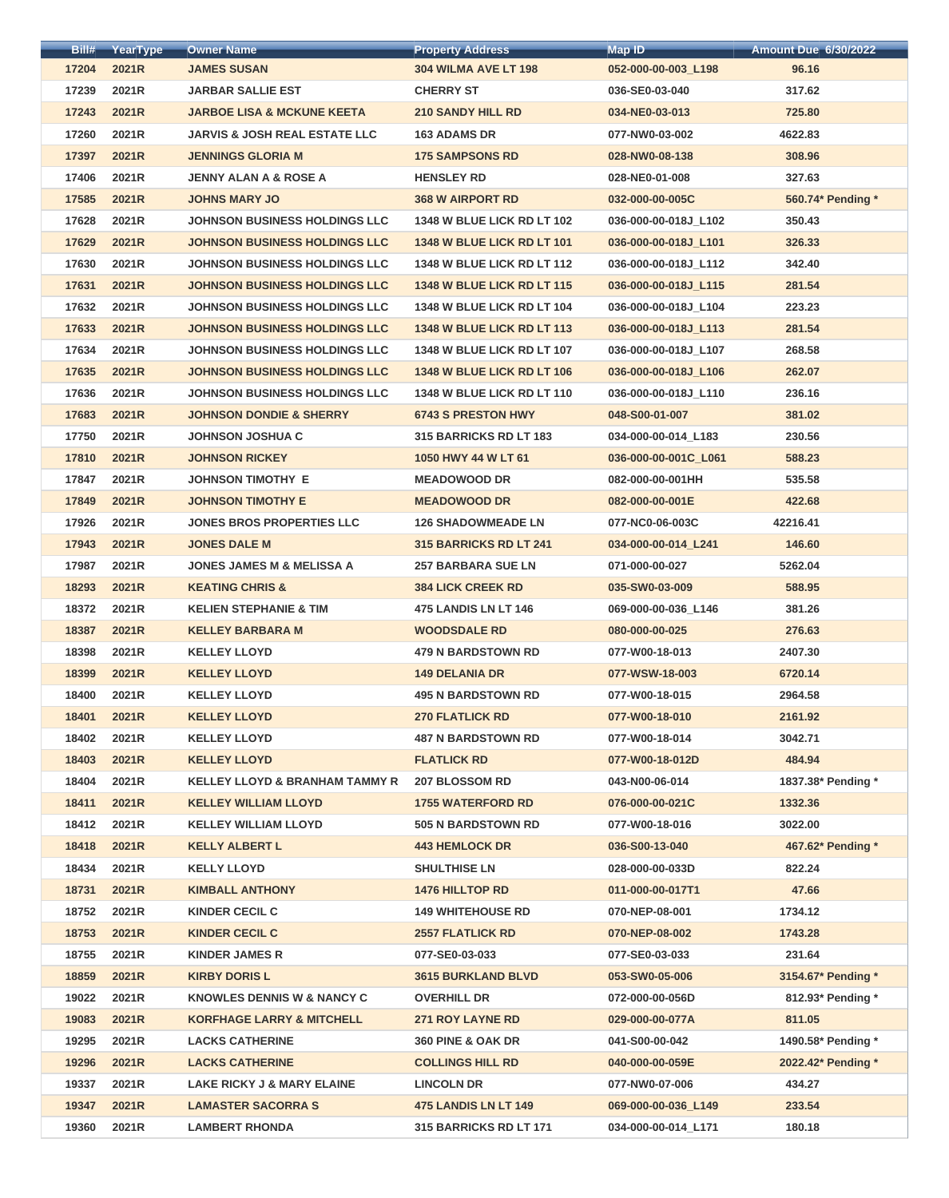| Bill# | YearType | Owner Name | Property Address | Map ID | Amount Due 6/30/2022 |
|---|---|---|---|---|---|
| 17204 | 2021R | JAMES SUSAN | 304 WILMA AVE LT 198 | 052-000-00-003_L198 | 96.16 |
| 17239 | 2021R | JARBAR SALLIE EST | CHERRY ST | 036-SE0-03-040 | 317.62 |
| 17243 | 2021R | JARBOE LISA & MCKUNE KEETA | 210 SANDY HILL RD | 034-NE0-03-013 | 725.80 |
| 17260 | 2021R | JARVIS & JOSH REAL ESTATE LLC | 163 ADAMS DR | 077-NW0-03-002 | 4622.83 |
| 17397 | 2021R | JENNINGS GLORIA M | 175 SAMPSONS RD | 028-NW0-08-138 | 308.96 |
| 17406 | 2021R | JENNY ALAN A & ROSE A | HENSLEY RD | 028-NE0-01-008 | 327.63 |
| 17585 | 2021R | JOHNS MARY JO | 368 W AIRPORT RD | 032-000-00-005C | 560.74* Pending * |
| 17628 | 2021R | JOHNSON BUSINESS HOLDINGS LLC | 1348 W BLUE LICK RD LT 102 | 036-000-00-018J_L102 | 350.43 |
| 17629 | 2021R | JOHNSON BUSINESS HOLDINGS LLC | 1348 W BLUE LICK RD LT 101 | 036-000-00-018J_L101 | 326.33 |
| 17630 | 2021R | JOHNSON BUSINESS HOLDINGS LLC | 1348 W BLUE LICK RD LT 112 | 036-000-00-018J_L112 | 342.40 |
| 17631 | 2021R | JOHNSON BUSINESS HOLDINGS LLC | 1348 W BLUE LICK RD LT 115 | 036-000-00-018J_L115 | 281.54 |
| 17632 | 2021R | JOHNSON BUSINESS HOLDINGS LLC | 1348 W BLUE LICK RD LT 104 | 036-000-00-018J_L104 | 223.23 |
| 17633 | 2021R | JOHNSON BUSINESS HOLDINGS LLC | 1348 W BLUE LICK RD LT 113 | 036-000-00-018J_L113 | 281.54 |
| 17634 | 2021R | JOHNSON BUSINESS HOLDINGS LLC | 1348 W BLUE LICK RD LT 107 | 036-000-00-018J_L107 | 268.58 |
| 17635 | 2021R | JOHNSON BUSINESS HOLDINGS LLC | 1348 W BLUE LICK RD LT 106 | 036-000-00-018J_L106 | 262.07 |
| 17636 | 2021R | JOHNSON BUSINESS HOLDINGS LLC | 1348 W BLUE LICK RD LT 110 | 036-000-00-018J_L110 | 236.16 |
| 17683 | 2021R | JOHNSON DONDIE & SHERRY | 6743 S PRESTON HWY | 048-S00-01-007 | 381.02 |
| 17750 | 2021R | JOHNSON JOSHUA C | 315 BARRICKS RD LT 183 | 034-000-00-014_L183 | 230.56 |
| 17810 | 2021R | JOHNSON RICKEY | 1050 HWY 44 W LT 61 | 036-000-00-001C_L061 | 588.23 |
| 17847 | 2021R | JOHNSON TIMOTHY E | MEADOWOOD DR | 082-000-00-001HH | 535.58 |
| 17849 | 2021R | JOHNSON TIMOTHY E | MEADOWOOD DR | 082-000-00-001E | 422.68 |
| 17926 | 2021R | JONES BROS PROPERTIES LLC | 126 SHADOWMEADE LN | 077-NC0-06-003C | 42216.41 |
| 17943 | 2021R | JONES DALE M | 315 BARRICKS RD LT 241 | 034-000-00-014_L241 | 146.60 |
| 17987 | 2021R | JONES JAMES M & MELISSA A | 257 BARBARA SUE LN | 071-000-00-027 | 5262.04 |
| 18293 | 2021R | KEATING CHRIS & | 384 LICK CREEK RD | 035-SW0-03-009 | 588.95 |
| 18372 | 2021R | KELIEN STEPHANIE & TIM | 475 LANDIS LN LT 146 | 069-000-00-036_L146 | 381.26 |
| 18387 | 2021R | KELLEY BARBARA M | WOODSDALE RD | 080-000-00-025 | 276.63 |
| 18398 | 2021R | KELLEY LLOYD | 479 N BARDSTOWN RD | 077-W00-18-013 | 2407.30 |
| 18399 | 2021R | KELLEY LLOYD | 149 DELANIA DR | 077-WSW-18-003 | 6720.14 |
| 18400 | 2021R | KELLEY LLOYD | 495 N BARDSTOWN RD | 077-W00-18-015 | 2964.58 |
| 18401 | 2021R | KELLEY LLOYD | 270 FLATLICK RD | 077-W00-18-010 | 2161.92 |
| 18402 | 2021R | KELLEY LLOYD | 487 N BARDSTOWN RD | 077-W00-18-014 | 3042.71 |
| 18403 | 2021R | KELLEY LLOYD | FLATLICK RD | 077-W00-18-012D | 484.94 |
| 18404 | 2021R | KELLEY LLOYD & BRANHAM TAMMY R | 207 BLOSSOM RD | 043-N00-06-014 | 1837.38* Pending * |
| 18411 | 2021R | KELLEY WILLIAM LLOYD | 1755 WATERFORD RD | 076-000-00-021C | 1332.36 |
| 18412 | 2021R | KELLEY WILLIAM LLOYD | 505 N BARDSTOWN RD | 077-W00-18-016 | 3022.00 |
| 18418 | 2021R | KELLY ALBERT L | 443 HEMLOCK DR | 036-S00-13-040 | 467.62* Pending * |
| 18434 | 2021R | KELLY LLOYD | SHULTHISE LN | 028-000-00-033D | 822.24 |
| 18731 | 2021R | KIMBALL ANTHONY | 1476 HILLTOP RD | 011-000-00-017T1 | 47.66 |
| 18752 | 2021R | KINDER CECIL C | 149 WHITEHOUSE RD | 070-NEP-08-001 | 1734.12 |
| 18753 | 2021R | KINDER CECIL C | 2557 FLATLICK RD | 070-NEP-08-002 | 1743.28 |
| 18755 | 2021R | KINDER JAMES R | 077-SE0-03-033 | 077-SE0-03-033 | 231.64 |
| 18859 | 2021R | KIRBY DORIS L | 3615 BURKLAND BLVD | 053-SW0-05-006 | 3154.67* Pending * |
| 19022 | 2021R | KNOWLES DENNIS W & NANCY C | OVERHILL DR | 072-000-00-056D | 812.93* Pending * |
| 19083 | 2021R | KORFHAGE LARRY & MITCHELL | 271 ROY LAYNE RD | 029-000-00-077A | 811.05 |
| 19295 | 2021R | LACKS CATHERINE | 360 PINE & OAK DR | 041-S00-00-042 | 1490.58* Pending * |
| 19296 | 2021R | LACKS CATHERINE | COLLINGS HILL RD | 040-000-00-059E | 2022.42* Pending * |
| 19337 | 2021R | LAKE RICKY J & MARY ELAINE | LINCOLN DR | 077-NW0-07-006 | 434.27 |
| 19347 | 2021R | LAMASTER SACORRA S | 475 LANDIS LN LT 149 | 069-000-00-036_L149 | 233.54 |
| 19360 | 2021R | LAMBERT RHONDA | 315 BARRICKS RD LT 171 | 034-000-00-014_L171 | 180.18 |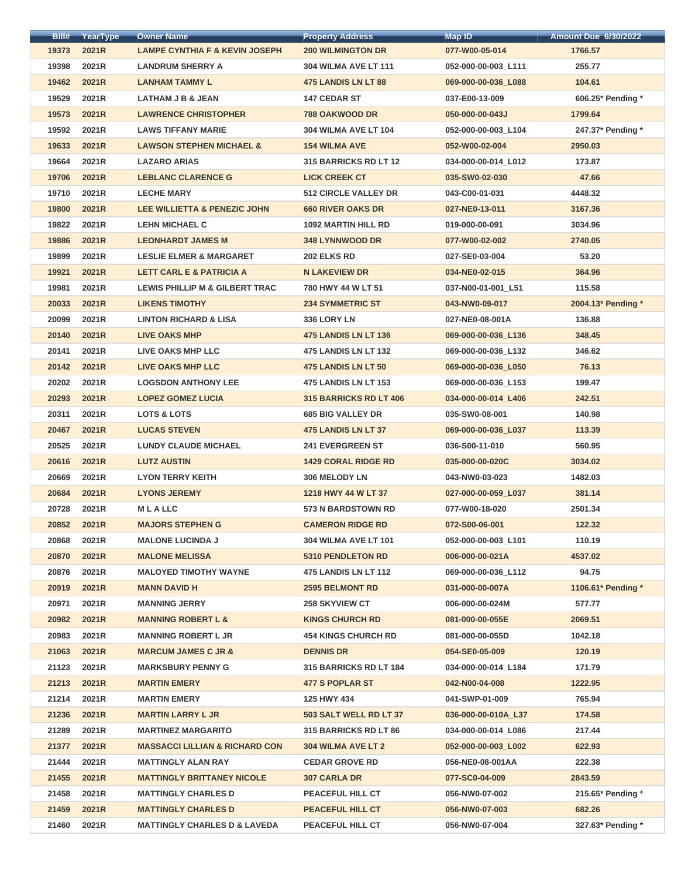| Bill# | YearType | Owner Name | Property Address | Map ID | Amount Due 6/30/2022 |
|---|---|---|---|---|---|
| 19373 | 2021R | LAMPE CYNTHIA F & KEVIN JOSEPH | 200 WILMINGTON DR | 077-W00-05-014 | 1766.57 |
| 19398 | 2021R | LANDRUM SHERRY A | 304 WILMA AVE LT 111 | 052-000-00-003_L111 | 255.77 |
| 19462 | 2021R | LANHAM TAMMY L | 475 LANDIS LN LT 88 | 069-000-00-036_L088 | 104.61 |
| 19529 | 2021R | LATHAM J B & JEAN | 147 CEDAR ST | 037-E00-13-009 | 606.25* Pending * |
| 19573 | 2021R | LAWRENCE CHRISTOPHER | 788 OAKWOOD DR | 050-000-00-043J | 1799.64 |
| 19592 | 2021R | LAWS TIFFANY MARIE | 304 WILMA AVE LT 104 | 052-000-00-003_L104 | 247.37* Pending * |
| 19633 | 2021R | LAWSON STEPHEN MICHAEL & | 154 WILMA AVE | 052-W00-02-004 | 2950.03 |
| 19664 | 2021R | LAZARO ARIAS | 315 BARRICKS RD LT 12 | 034-000-00-014_L012 | 173.87 |
| 19706 | 2021R | LEBLANC CLARENCE G | LICK CREEK CT | 035-SW0-02-030 | 47.66 |
| 19710 | 2021R | LECHE MARY | 512 CIRCLE VALLEY DR | 043-C00-01-031 | 4448.32 |
| 19800 | 2021R | LEE WILLIETTA & PENEZIC JOHN | 660 RIVER OAKS DR | 027-NE0-13-011 | 3167.36 |
| 19822 | 2021R | LEHN MICHAEL C | 1092 MARTIN HILL RD | 019-000-00-091 | 3034.96 |
| 19886 | 2021R | LEONHARDT JAMES M | 348 LYNNWOOD DR | 077-W00-02-002 | 2740.05 |
| 19899 | 2021R | LESLIE ELMER & MARGARET | 202 ELKS RD | 027-SE0-03-004 | 53.20 |
| 19921 | 2021R | LETT CARL E & PATRICIA A | N LAKEVIEW DR | 034-NE0-02-015 | 364.96 |
| 19981 | 2021R | LEWIS PHILLIP M & GILBERT TRAC | 780 HWY 44 W LT 51 | 037-N00-01-001_L51 | 115.58 |
| 20033 | 2021R | LIKENS TIMOTHY | 234 SYMMETRIC ST | 043-NW0-09-017 | 2004.13* Pending * |
| 20099 | 2021R | LINTON RICHARD & LISA | 336 LORY LN | 027-NE0-08-001A | 136.88 |
| 20140 | 2021R | LIVE OAKS MHP | 475 LANDIS LN LT 136 | 069-000-00-036_L136 | 348.45 |
| 20141 | 2021R | LIVE OAKS MHP LLC | 475 LANDIS LN LT 132 | 069-000-00-036_L132 | 346.62 |
| 20142 | 2021R | LIVE OAKS MHP LLC | 475 LANDIS LN LT 50 | 069-000-00-036_L050 | 76.13 |
| 20202 | 2021R | LOGSDON ANTHONY LEE | 475 LANDIS LN LT 153 | 069-000-00-036_L153 | 199.47 |
| 20293 | 2021R | LOPEZ GOMEZ LUCIA | 315 BARRICKS RD LT 406 | 034-000-00-014_L406 | 242.51 |
| 20311 | 2021R | LOTS & LOTS | 685 BIG VALLEY DR | 035-SW0-08-001 | 140.98 |
| 20467 | 2021R | LUCAS STEVEN | 475 LANDIS LN LT 37 | 069-000-00-036_L037 | 113.39 |
| 20525 | 2021R | LUNDY CLAUDE MICHAEL | 241 EVERGREEN ST | 036-S00-11-010 | 560.95 |
| 20616 | 2021R | LUTZ AUSTIN | 1429 CORAL RIDGE RD | 035-000-00-020C | 3034.02 |
| 20669 | 2021R | LYON TERRY KEITH | 306 MELODY LN | 043-NW0-03-023 | 1482.03 |
| 20684 | 2021R | LYONS JEREMY | 1218 HWY 44 W LT 37 | 027-000-00-059_L037 | 381.14 |
| 20728 | 2021R | M L A LLC | 573 N BARDSTOWN RD | 077-W00-18-020 | 2501.34 |
| 20852 | 2021R | MAJORS STEPHEN G | CAMERON RIDGE RD | 072-S00-06-001 | 122.32 |
| 20868 | 2021R | MALONE LUCINDA J | 304 WILMA AVE LT 101 | 052-000-00-003_L101 | 110.19 |
| 20870 | 2021R | MALONE MELISSA | 5310 PENDLETON RD | 006-000-00-021A | 4537.02 |
| 20876 | 2021R | MALOYED TIMOTHY WAYNE | 475 LANDIS LN LT 112 | 069-000-00-036_L112 | 94.75 |
| 20919 | 2021R | MANN DAVID H | 2595 BELMONT RD | 031-000-00-007A | 1106.61* Pending * |
| 20971 | 2021R | MANNING JERRY | 258 SKYVIEW CT | 006-000-00-024M | 577.77 |
| 20982 | 2021R | MANNING ROBERT L & | KINGS CHURCH RD | 081-000-00-055E | 2069.51 |
| 20983 | 2021R | MANNING ROBERT L JR | 454 KINGS CHURCH RD | 081-000-00-055D | 1042.18 |
| 21063 | 2021R | MARCUM JAMES C JR & | DENNIS DR | 054-SE0-05-009 | 120.19 |
| 21123 | 2021R | MARKSBURY PENNY G | 315 BARRICKS RD LT 184 | 034-000-00-014_L184 | 171.79 |
| 21213 | 2021R | MARTIN EMERY | 477 S POPLAR ST | 042-N00-04-008 | 1222.95 |
| 21214 | 2021R | MARTIN EMERY | 125 HWY 434 | 041-SWP-01-009 | 765.94 |
| 21236 | 2021R | MARTIN LARRY L JR | 503 SALT WELL RD LT 37 | 036-000-00-010A_L37 | 174.58 |
| 21289 | 2021R | MARTINEZ MARGARITO | 315 BARRICKS RD LT 86 | 034-000-00-014_L086 | 217.44 |
| 21377 | 2021R | MASSACCI LILLIAN & RICHARD CON | 304 WILMA AVE LT 2 | 052-000-00-003_L002 | 622.93 |
| 21444 | 2021R | MATTINGLY ALAN RAY | CEDAR GROVE RD | 056-NE0-08-001AA | 222.38 |
| 21455 | 2021R | MATTINGLY BRITTANEY NICOLE | 307 CARLA DR | 077-SC0-04-009 | 2843.59 |
| 21458 | 2021R | MATTINGLY CHARLES D | PEACEFUL HILL CT | 056-NW0-07-002 | 215.65* Pending * |
| 21459 | 2021R | MATTINGLY CHARLES D | PEACEFUL HILL CT | 056-NW0-07-003 | 682.26 |
| 21460 | 2021R | MATTINGLY CHARLES D & LAVEDA | PEACEFUL HILL CT | 056-NW0-07-004 | 327.63* Pending * |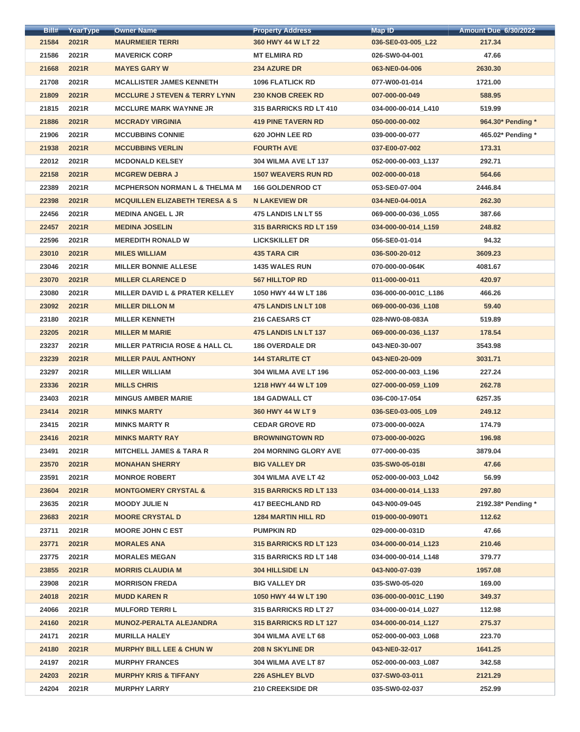| Bill# | YearType | Owner Name | Property Address | Map ID | Amount Due 6/30/2022 |
|---|---|---|---|---|---|
| 21584 | 2021R | MAURMEIER TERRI | 360 HWY 44 W LT 22 | 036-SE0-03-005_L22 | 217.34 |
| 21586 | 2021R | MAVERICK CORP | MT ELMIRA RD | 026-SW0-04-001 | 47.66 |
| 21668 | 2021R | MAYES GARY W | 234 AZURE DR | 063-NE0-04-006 | 2630.30 |
| 21708 | 2021R | MCALLISTER JAMES KENNETH | 1096 FLATLICK RD | 077-W00-01-014 | 1721.00 |
| 21809 | 2021R | MCCLURE J STEVEN & TERRY LYNN | 230 KNOB CREEK RD | 007-000-00-049 | 588.95 |
| 21815 | 2021R | MCCLURE MARK WAYNNE JR | 315 BARRICKS RD LT 410 | 034-000-00-014_L410 | 519.99 |
| 21886 | 2021R | MCCRADY VIRGINIA | 419 PINE TAVERN RD | 050-000-00-002 | 964.30* Pending * |
| 21906 | 2021R | MCCUBBINS CONNIE | 620 JOHN LEE RD | 039-000-00-077 | 465.02* Pending * |
| 21938 | 2021R | MCCUBBINS VERLIN | FOURTH AVE | 037-E00-07-002 | 173.31 |
| 22012 | 2021R | MCDONALD KELSEY | 304 WILMA AVE LT 137 | 052-000-00-003_L137 | 292.71 |
| 22158 | 2021R | MCGREW DEBRA J | 1507 WEAVERS RUN RD | 002-000-00-018 | 564.66 |
| 22389 | 2021R | MCPHERSON NORMAN L & THELMA M | 166 GOLDENROD CT | 053-SE0-07-004 | 2446.84 |
| 22398 | 2021R | MCQUILLEN ELIZABETH TERESA & S | N LAKEVIEW DR | 034-NE0-04-001A | 262.30 |
| 22456 | 2021R | MEDINA ANGEL L JR | 475 LANDIS LN LT 55 | 069-000-00-036_L055 | 387.66 |
| 22457 | 2021R | MEDINA JOSELIN | 315 BARRICKS RD LT 159 | 034-000-00-014_L159 | 248.82 |
| 22596 | 2021R | MEREDITH RONALD W | LICKSKILLET DR | 056-SE0-01-014 | 94.32 |
| 23010 | 2021R | MILES WILLIAM | 435 TARA CIR | 036-S00-20-012 | 3609.23 |
| 23046 | 2021R | MILLER BONNIE ALLESE | 1435 WALES RUN | 070-000-00-064K | 4081.67 |
| 23070 | 2021R | MILLER CLARENCE D | 567 HILLTOP RD | 011-000-00-011 | 420.97 |
| 23080 | 2021R | MILLER DAVID L & PRATER KELLEY | 1050 HWY 44 W LT 186 | 036-000-00-001C_L186 | 466.26 |
| 23092 | 2021R | MILLER DILLON M | 475 LANDIS LN LT 108 | 069-000-00-036_L108 | 59.40 |
| 23180 | 2021R | MILLER KENNETH | 216 CAESARS CT | 028-NW0-08-083A | 519.89 |
| 23205 | 2021R | MILLER M MARIE | 475 LANDIS LN LT 137 | 069-000-00-036_L137 | 178.54 |
| 23237 | 2021R | MILLER PATRICIA ROSE & HALL CL | 186 OVERDALE DR | 043-NE0-30-007 | 3543.98 |
| 23239 | 2021R | MILLER PAUL ANTHONY | 144 STARLITE CT | 043-NE0-20-009 | 3031.71 |
| 23297 | 2021R | MILLER WILLIAM | 304 WILMA AVE LT 196 | 052-000-00-003_L196 | 227.24 |
| 23336 | 2021R | MILLS CHRIS | 1218 HWY 44 W LT 109 | 027-000-00-059_L109 | 262.78 |
| 23403 | 2021R | MINGUS AMBER MARIE | 184 GADWALL CT | 036-C00-17-054 | 6257.35 |
| 23414 | 2021R | MINKS MARTY | 360 HWY 44 W LT 9 | 036-SE0-03-005_L09 | 249.12 |
| 23415 | 2021R | MINKS MARTY R | CEDAR GROVE RD | 073-000-00-002A | 174.79 |
| 23416 | 2021R | MINKS MARTY RAY | BROWNINGTOWN RD | 073-000-00-002G | 196.98 |
| 23491 | 2021R | MITCHELL JAMES & TARA R | 204 MORNING GLORY AVE | 077-000-00-035 | 3879.04 |
| 23570 | 2021R | MONAHAN SHERRY | BIG VALLEY DR | 035-SW0-05-018I | 47.66 |
| 23591 | 2021R | MONROE ROBERT | 304 WILMA AVE LT 42 | 052-000-00-003_L042 | 56.99 |
| 23604 | 2021R | MONTGOMERY CRYSTAL & | 315 BARRICKS RD LT 133 | 034-000-00-014_L133 | 297.80 |
| 23635 | 2021R | MOODY JULIE N | 417 BEECHLAND RD | 043-N00-09-045 | 2192.38* Pending * |
| 23683 | 2021R | MOORE CRYSTAL D | 1284 MARTIN HILL RD | 019-000-00-090T1 | 112.62 |
| 23711 | 2021R | MOORE JOHN C EST | PUMPKIN RD | 029-000-00-031D | 47.66 |
| 23771 | 2021R | MORALES ANA | 315 BARRICKS RD LT 123 | 034-000-00-014_L123 | 210.46 |
| 23775 | 2021R | MORALES MEGAN | 315 BARRICKS RD LT 148 | 034-000-00-014_L148 | 379.77 |
| 23855 | 2021R | MORRIS CLAUDIA M | 304 HILLSIDE LN | 043-N00-07-039 | 1957.08 |
| 23908 | 2021R | MORRISON FREDA | BIG VALLEY DR | 035-SW0-05-020 | 169.00 |
| 24018 | 2021R | MUDD KAREN R | 1050 HWY 44 W LT 190 | 036-000-00-001C_L190 | 349.37 |
| 24066 | 2021R | MULFORD TERRI L | 315 BARRICKS RD LT 27 | 034-000-00-014_L027 | 112.98 |
| 24160 | 2021R | MUNOZ-PERALTA ALEJANDRA | 315 BARRICKS RD LT 127 | 034-000-00-014_L127 | 275.37 |
| 24171 | 2021R | MURILLA HALEY | 304 WILMA AVE LT 68 | 052-000-00-003_L068 | 223.70 |
| 24180 | 2021R | MURPHY BILL LEE & CHUN W | 208 N SKYLINE DR | 043-NE0-32-017 | 1641.25 |
| 24197 | 2021R | MURPHY FRANCES | 304 WILMA AVE LT 87 | 052-000-00-003_L087 | 342.58 |
| 24203 | 2021R | MURPHY KRIS & TIFFANY | 226 ASHLEY BLVD | 037-SW0-03-011 | 2121.29 |
| 24204 | 2021R | MURPHY LARRY | 210 CREEKSIDE DR | 035-SW0-02-037 | 252.99 |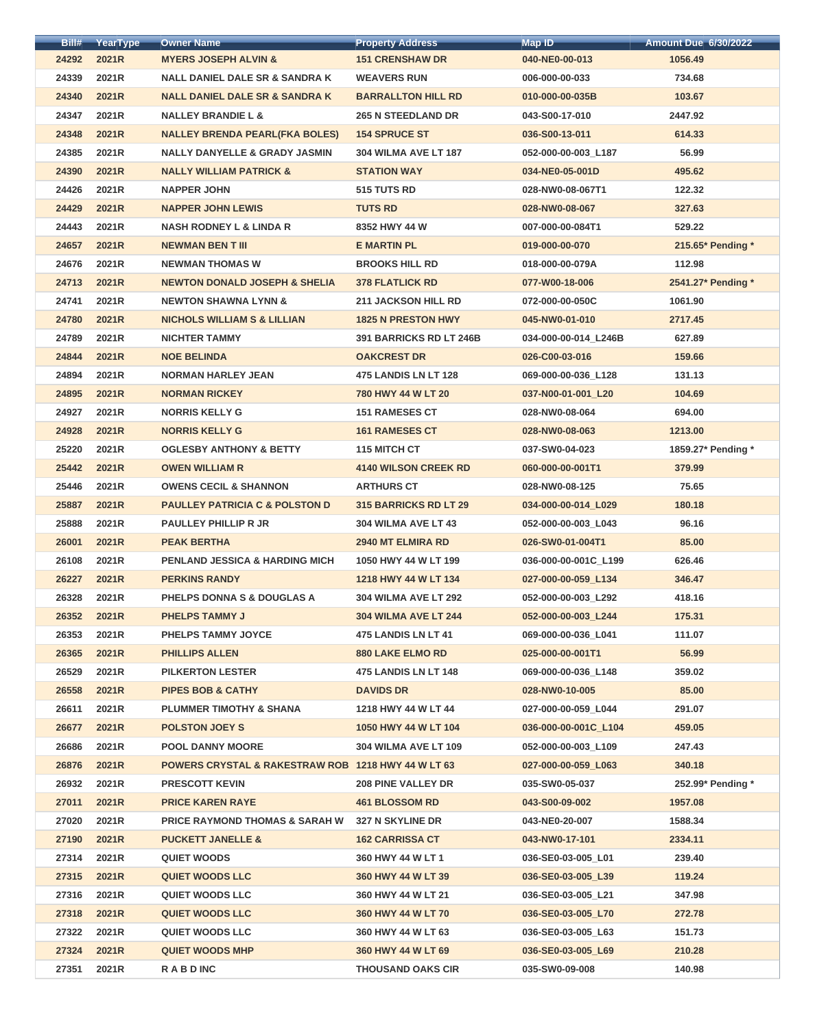| Bill# | YearType | Owner Name | Property Address | Map ID | Amount Due 6/30/2022 |
|---|---|---|---|---|---|
| 24292 | 2021R | MYERS JOSEPH ALVIN & | 151 CRENSHAW DR | 040-NE0-00-013 | 1056.49 |
| 24339 | 2021R | NALL DANIEL DALE SR & SANDRA K | WEAVERS RUN | 006-000-00-033 | 734.68 |
| 24340 | 2021R | NALL DANIEL DALE SR & SANDRA K | BARRALLTON HILL RD | 010-000-00-035B | 103.67 |
| 24347 | 2021R | NALLEY BRANDIE L & | 265 N STEEDLAND DR | 043-S00-17-010 | 2447.92 |
| 24348 | 2021R | NALLEY BRENDA PEARL(FKA BOLES) | 154 SPRUCE ST | 036-S00-13-011 | 614.33 |
| 24385 | 2021R | NALLY DANYELLE & GRADY JASMIN | 304 WILMA AVE LT 187 | 052-000-00-003_L187 | 56.99 |
| 24390 | 2021R | NALLY WILLIAM PATRICK & | STATION WAY | 034-NE0-05-001D | 495.62 |
| 24426 | 2021R | NAPPER JOHN | 515 TUTS RD | 028-NW0-08-067T1 | 122.32 |
| 24429 | 2021R | NAPPER JOHN LEWIS | TUTS RD | 028-NW0-08-067 | 327.63 |
| 24443 | 2021R | NASH RODNEY L & LINDA R | 8352 HWY 44 W | 007-000-00-084T1 | 529.22 |
| 24657 | 2021R | NEWMAN BEN T III | E MARTIN PL | 019-000-00-070 | 215.65* Pending * |
| 24676 | 2021R | NEWMAN THOMAS W | BROOKS HILL RD | 018-000-00-079A | 112.98 |
| 24713 | 2021R | NEWTON DONALD JOSEPH & SHELIA | 378 FLATLICK RD | 077-W00-18-006 | 2541.27* Pending * |
| 24741 | 2021R | NEWTON SHAWNA LYNN & | 211 JACKSON HILL RD | 072-000-00-050C | 1061.90 |
| 24780 | 2021R | NICHOLS WILLIAM S & LILLIAN | 1825 N PRESTON HWY | 045-NW0-01-010 | 2717.45 |
| 24789 | 2021R | NICHTER TAMMY | 391 BARRICKS RD LT 246B | 034-000-00-014_L246B | 627.89 |
| 24844 | 2021R | NOE BELINDA | OAKCREST DR | 026-C00-03-016 | 159.66 |
| 24894 | 2021R | NORMAN HARLEY JEAN | 475 LANDIS LN LT 128 | 069-000-00-036_L128 | 131.13 |
| 24895 | 2021R | NORMAN RICKEY | 780 HWY 44 W LT 20 | 037-N00-01-001_L20 | 104.69 |
| 24927 | 2021R | NORRIS KELLY G | 151 RAMESES CT | 028-NW0-08-064 | 694.00 |
| 24928 | 2021R | NORRIS KELLY G | 161 RAMESES CT | 028-NW0-08-063 | 1213.00 |
| 25220 | 2021R | OGLESBY ANTHONY & BETTY | 115 MITCH CT | 037-SW0-04-023 | 1859.27* Pending * |
| 25442 | 2021R | OWEN WILLIAM R | 4140 WILSON CREEK RD | 060-000-00-001T1 | 379.99 |
| 25446 | 2021R | OWENS CECIL & SHANNON | ARTHURS CT | 028-NW0-08-125 | 75.65 |
| 25887 | 2021R | PAULLEY PATRICIA C & POLSTON D | 315 BARRICKS RD LT 29 | 034-000-00-014_L029 | 180.18 |
| 25888 | 2021R | PAULLEY PHILLIP R JR | 304 WILMA AVE LT 43 | 052-000-00-003_L043 | 96.16 |
| 26001 | 2021R | PEAK BERTHA | 2940 MT ELMIRA RD | 026-SW0-01-004T1 | 85.00 |
| 26108 | 2021R | PENLAND JESSICA & HARDING MICH | 1050 HWY 44 W LT 199 | 036-000-00-001C_L199 | 626.46 |
| 26227 | 2021R | PERKINS RANDY | 1218 HWY 44 W LT 134 | 027-000-00-059_L134 | 346.47 |
| 26328 | 2021R | PHELPS DONNA S & DOUGLAS A | 304 WILMA AVE LT 292 | 052-000-00-003_L292 | 418.16 |
| 26352 | 2021R | PHELPS TAMMY J | 304 WILMA AVE LT 244 | 052-000-00-003_L244 | 175.31 |
| 26353 | 2021R | PHELPS TAMMY JOYCE | 475 LANDIS LN LT 41 | 069-000-00-036_L041 | 111.07 |
| 26365 | 2021R | PHILLIPS ALLEN | 880 LAKE ELMO RD | 025-000-00-001T1 | 56.99 |
| 26529 | 2021R | PILKERTON LESTER | 475 LANDIS LN LT 148 | 069-000-00-036_L148 | 359.02 |
| 26558 | 2021R | PIPES BOB & CATHY | DAVIDS DR | 028-NW0-10-005 | 85.00 |
| 26611 | 2021R | PLUMMER TIMOTHY & SHANA | 1218 HWY 44 W LT 44 | 027-000-00-059_L044 | 291.07 |
| 26677 | 2021R | POLSTON JOEY S | 1050 HWY 44 W LT 104 | 036-000-00-001C_L104 | 459.05 |
| 26686 | 2021R | POOL DANNY MOORE | 304 WILMA AVE LT 109 | 052-000-00-003_L109 | 247.43 |
| 26876 | 2021R | POWERS CRYSTAL & RAKESTRAW ROB | 1218 HWY 44 W LT 63 | 027-000-00-059_L063 | 340.18 |
| 26932 | 2021R | PRESCOTT KEVIN | 208 PINE VALLEY DR | 035-SW0-05-037 | 252.99* Pending * |
| 27011 | 2021R | PRICE KAREN RAYE | 461 BLOSSOM RD | 043-S00-09-002 | 1957.08 |
| 27020 | 2021R | PRICE RAYMOND THOMAS & SARAH W | 327 N SKYLINE DR | 043-NE0-20-007 | 1588.34 |
| 27190 | 2021R | PUCKETT JANELLE & | 162 CARRISSA CT | 043-NW0-17-101 | 2334.11 |
| 27314 | 2021R | QUIET WOODS | 360 HWY 44 W LT 1 | 036-SE0-03-005_L01 | 239.40 |
| 27315 | 2021R | QUIET WOODS LLC | 360 HWY 44 W LT 39 | 036-SE0-03-005_L39 | 119.24 |
| 27316 | 2021R | QUIET WOODS LLC | 360 HWY 44 W LT 21 | 036-SE0-03-005_L21 | 347.98 |
| 27318 | 2021R | QUIET WOODS LLC | 360 HWY 44 W LT 70 | 036-SE0-03-005_L70 | 272.78 |
| 27322 | 2021R | QUIET WOODS LLC | 360 HWY 44 W LT 63 | 036-SE0-03-005_L63 | 151.73 |
| 27324 | 2021R | QUIET WOODS MHP | 360 HWY 44 W LT 69 | 036-SE0-03-005_L69 | 210.28 |
| 27351 | 2021R | R A B D INC | THOUSAND OAKS CIR | 035-SW0-09-008 | 140.98 |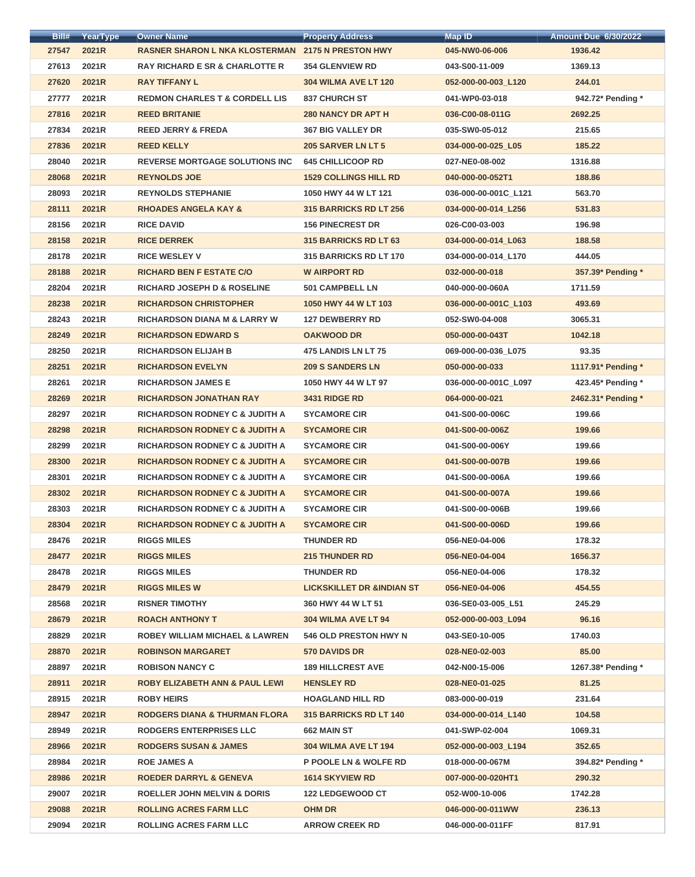| Bill# | YearType | Owner Name | Property Address | Map ID | Amount Due 6/30/2022 |
|---|---|---|---|---|---|
| 27547 | 2021R | RASNER SHARON L NKA KLOSTERMAN | 2175 N PRESTON HWY | 045-NW0-06-006 | 1936.42 |
| 27613 | 2021R | RAY RICHARD E SR & CHARLOTTE R | 354 GLENVIEW RD | 043-S00-11-009 | 1369.13 |
| 27620 | 2021R | RAY TIFFANY L | 304 WILMA AVE LT 120 | 052-000-00-003_L120 | 244.01 |
| 27777 | 2021R | REDMON CHARLES T & CORDELL LIS | 837 CHURCH ST | 041-WP0-03-018 | 942.72* Pending * |
| 27816 | 2021R | REED BRITANIE | 280 NANCY DR APT H | 036-C00-08-011G | 2692.25 |
| 27834 | 2021R | REED JERRY & FREDA | 367 BIG VALLEY DR | 035-SW0-05-012 | 215.65 |
| 27836 | 2021R | REED KELLY | 205 SARVER LN LT 5 | 034-000-00-025_L05 | 185.22 |
| 28040 | 2021R | REVERSE MORTGAGE SOLUTIONS INC | 645 CHILLICOOP RD | 027-NE0-08-002 | 1316.88 |
| 28068 | 2021R | REYNOLDS JOE | 1529 COLLINGS HILL RD | 040-000-00-052T1 | 188.86 |
| 28093 | 2021R | REYNOLDS STEPHANIE | 1050 HWY 44 W LT 121 | 036-000-00-001C_L121 | 563.70 |
| 28111 | 2021R | RHOADES ANGELA KAY & | 315 BARRICKS RD LT 256 | 034-000-00-014_L256 | 531.83 |
| 28156 | 2021R | RICE DAVID | 156 PINECREST DR | 026-C00-03-003 | 196.98 |
| 28158 | 2021R | RICE DERREK | 315 BARRICKS RD LT 63 | 034-000-00-014_L063 | 188.58 |
| 28178 | 2021R | RICE WESLEY V | 315 BARRICKS RD LT 170 | 034-000-00-014_L170 | 444.05 |
| 28188 | 2021R | RICHARD BEN F ESTATE C/O | W AIRPORT RD | 032-000-00-018 | 357.39* Pending * |
| 28204 | 2021R | RICHARD JOSEPH D & ROSELINE | 501 CAMPBELL LN | 040-000-00-060A | 1711.59 |
| 28238 | 2021R | RICHARDSON CHRISTOPHER | 1050 HWY 44 W LT 103 | 036-000-00-001C_L103 | 493.69 |
| 28243 | 2021R | RICHARDSON DIANA M & LARRY W | 127 DEWBERRY RD | 052-SW0-04-008 | 3065.31 |
| 28249 | 2021R | RICHARDSON EDWARD S | OAKWOOD DR | 050-000-00-043T | 1042.18 |
| 28250 | 2021R | RICHARDSON ELIJAH B | 475 LANDIS LN LT 75 | 069-000-00-036_L075 | 93.35 |
| 28251 | 2021R | RICHARDSON EVELYN | 209 S SANDERS LN | 050-000-00-033 | 1117.91* Pending * |
| 28261 | 2021R | RICHARDSON JAMES E | 1050 HWY 44 W LT 97 | 036-000-00-001C_L097 | 423.45* Pending * |
| 28269 | 2021R | RICHARDSON JONATHAN RAY | 3431 RIDGE RD | 064-000-00-021 | 2462.31* Pending * |
| 28297 | 2021R | RICHARDSON RODNEY C & JUDITH A | SYCAMORE CIR | 041-S00-00-006C | 199.66 |
| 28298 | 2021R | RICHARDSON RODNEY C & JUDITH A | SYCAMORE CIR | 041-S00-00-006Z | 199.66 |
| 28299 | 2021R | RICHARDSON RODNEY C & JUDITH A | SYCAMORE CIR | 041-S00-00-006Y | 199.66 |
| 28300 | 2021R | RICHARDSON RODNEY C & JUDITH A | SYCAMORE CIR | 041-S00-00-007B | 199.66 |
| 28301 | 2021R | RICHARDSON RODNEY C & JUDITH A | SYCAMORE CIR | 041-S00-00-006A | 199.66 |
| 28302 | 2021R | RICHARDSON RODNEY C & JUDITH A | SYCAMORE CIR | 041-S00-00-007A | 199.66 |
| 28303 | 2021R | RICHARDSON RODNEY C & JUDITH A | SYCAMORE CIR | 041-S00-00-006B | 199.66 |
| 28304 | 2021R | RICHARDSON RODNEY C & JUDITH A | SYCAMORE CIR | 041-S00-00-006D | 199.66 |
| 28476 | 2021R | RIGGS MILES | THUNDER RD | 056-NE0-04-006 | 178.32 |
| 28477 | 2021R | RIGGS MILES | 215 THUNDER RD | 056-NE0-04-004 | 1656.37 |
| 28478 | 2021R | RIGGS MILES | THUNDER RD | 056-NE0-04-006 | 178.32 |
| 28479 | 2021R | RIGGS MILES W | LICKSKILLET DR &INDIAN ST | 056-NE0-04-006 | 454.55 |
| 28568 | 2021R | RISNER TIMOTHY | 360 HWY 44 W LT 51 | 036-SE0-03-005_L51 | 245.29 |
| 28679 | 2021R | ROACH ANTHONY T | 304 WILMA AVE LT 94 | 052-000-00-003_L094 | 96.16 |
| 28829 | 2021R | ROBEY WILLIAM MICHAEL & LAWREN | 546 OLD PRESTON HWY N | 043-SE0-10-005 | 1740.03 |
| 28870 | 2021R | ROBINSON MARGARET | 570 DAVIDS DR | 028-NE0-02-003 | 85.00 |
| 28897 | 2021R | ROBISON NANCY C | 189 HILLCREST AVE | 042-N00-15-006 | 1267.38* Pending * |
| 28911 | 2021R | ROBY ELIZABETH ANN & PAUL LEWI | HENSLEY RD | 028-NE0-01-025 | 81.25 |
| 28915 | 2021R | ROBY HEIRS | HOAGLAND HILL RD | 083-000-00-019 | 231.64 |
| 28947 | 2021R | RODGERS DIANA & THURMAN FLORA | 315 BARRICKS RD LT 140 | 034-000-00-014_L140 | 104.58 |
| 28949 | 2021R | RODGERS ENTERPRISES LLC | 662 MAIN ST | 041-SWP-02-004 | 1069.31 |
| 28966 | 2021R | RODGERS SUSAN & JAMES | 304 WILMA AVE LT 194 | 052-000-00-003_L194 | 352.65 |
| 28984 | 2021R | ROE JAMES A | P POOLE LN & WOLFE RD | 018-000-00-067M | 394.82* Pending * |
| 28986 | 2021R | ROEDER DARRYL & GENEVA | 1614 SKYVIEW RD | 007-000-00-020HT1 | 290.32 |
| 29007 | 2021R | ROELLER JOHN MELVIN & DORIS | 122 LEDGEWOOD CT | 052-W00-10-006 | 1742.28 |
| 29088 | 2021R | ROLLING ACRES FARM LLC | OHM DR | 046-000-00-011WW | 236.13 |
| 29094 | 2021R | ROLLING ACRES FARM LLC | ARROW CREEK RD | 046-000-00-011FF | 817.91 |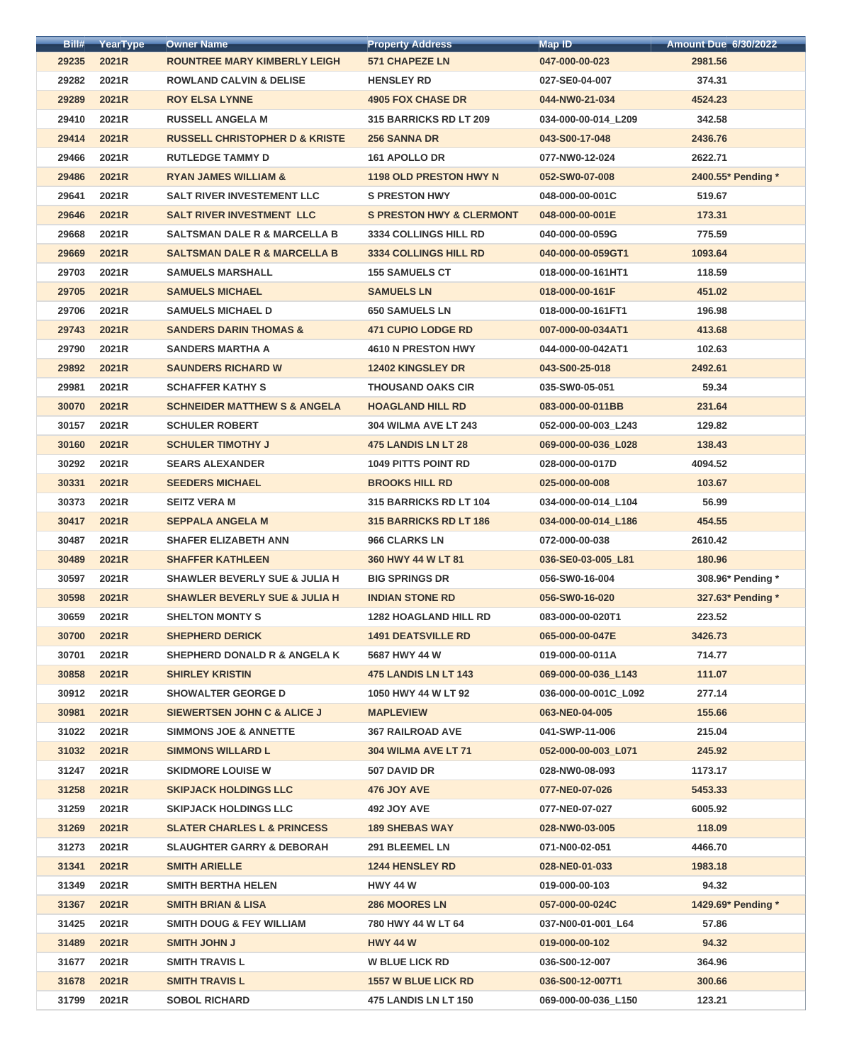| Bill# | YearType | Owner Name | Property Address | Map ID | Amount Due 6/30/2022 |
|---|---|---|---|---|---|
| 29235 | 2021R | ROUNTREE MARY KIMBERLY LEIGH | 571 CHAPEZE LN | 047-000-00-023 | 2981.56 |
| 29282 | 2021R | ROWLAND CALVIN & DELISE | HENSLEY RD | 027-SE0-04-007 | 374.31 |
| 29289 | 2021R | ROY ELSA LYNNE | 4905 FOX CHASE DR | 044-NW0-21-034 | 4524.23 |
| 29410 | 2021R | RUSSELL ANGELA M | 315 BARRICKS RD LT 209 | 034-000-00-014_L209 | 342.58 |
| 29414 | 2021R | RUSSELL CHRISTOPHER D & KRISTE | 256 SANNA DR | 043-S00-17-048 | 2436.76 |
| 29466 | 2021R | RUTLEDGE TAMMY D | 161 APOLLO DR | 077-NW0-12-024 | 2622.71 |
| 29486 | 2021R | RYAN JAMES WILLIAM & | 1198 OLD PRESTON HWY N | 052-SW0-07-008 | 2400.55* Pending * |
| 29641 | 2021R | SALT RIVER INVESTEMENT LLC | S PRESTON HWY | 048-000-00-001C | 519.67 |
| 29646 | 2021R | SALT RIVER INVESTMENT LLC | S PRESTON HWY & CLERMONT | 048-000-00-001E | 173.31 |
| 29668 | 2021R | SALTSMAN DALE R & MARCELLA B | 3334 COLLINGS HILL RD | 040-000-00-059G | 775.59 |
| 29669 | 2021R | SALTSMAN DALE R & MARCELLA B | 3334 COLLINGS HILL RD | 040-000-00-059GT1 | 1093.64 |
| 29703 | 2021R | SAMUELS MARSHALL | 155 SAMUELS CT | 018-000-00-161HT1 | 118.59 |
| 29705 | 2021R | SAMUELS MICHAEL | SAMUELS LN | 018-000-00-161F | 451.02 |
| 29706 | 2021R | SAMUELS MICHAEL D | 650 SAMUELS LN | 018-000-00-161FT1 | 196.98 |
| 29743 | 2021R | SANDERS DARIN THOMAS & | 471 CUPIO LODGE RD | 007-000-00-034AT1 | 413.68 |
| 29790 | 2021R | SANDERS MARTHA A | 4610 N PRESTON HWY | 044-000-00-042AT1 | 102.63 |
| 29892 | 2021R | SAUNDERS RICHARD W | 12402 KINGSLEY DR | 043-S00-25-018 | 2492.61 |
| 29981 | 2021R | SCHAFFER KATHY S | THOUSAND OAKS CIR | 035-SW0-05-051 | 59.34 |
| 30070 | 2021R | SCHNEIDER MATTHEW S & ANGELA | HOAGLAND HILL RD | 083-000-00-011BB | 231.64 |
| 30157 | 2021R | SCHULER ROBERT | 304 WILMA AVE LT 243 | 052-000-00-003_L243 | 129.82 |
| 30160 | 2021R | SCHULER TIMOTHY J | 475 LANDIS LN LT 28 | 069-000-00-036_L028 | 138.43 |
| 30292 | 2021R | SEARS ALEXANDER | 1049 PITTS POINT RD | 028-000-00-017D | 4094.52 |
| 30331 | 2021R | SEEDERS MICHAEL | BROOKS HILL RD | 025-000-00-008 | 103.67 |
| 30373 | 2021R | SEITZ VERA M | 315 BARRICKS RD LT 104 | 034-000-00-014_L104 | 56.99 |
| 30417 | 2021R | SEPPALA ANGELA M | 315 BARRICKS RD LT 186 | 034-000-00-014_L186 | 454.55 |
| 30487 | 2021R | SHAFER ELIZABETH ANN | 966 CLARKS LN | 072-000-00-038 | 2610.42 |
| 30489 | 2021R | SHAFFER KATHLEEN | 360 HWY 44 W LT 81 | 036-SE0-03-005_L81 | 180.96 |
| 30597 | 2021R | SHAWLER BEVERLY SUE & JULIA H | BIG SPRINGS DR | 056-SW0-16-004 | 308.96* Pending * |
| 30598 | 2021R | SHAWLER BEVERLY SUE & JULIA H | INDIAN STONE RD | 056-SW0-16-020 | 327.63* Pending * |
| 30659 | 2021R | SHELTON MONTY S | 1282 HOAGLAND HILL RD | 083-000-00-020T1 | 223.52 |
| 30700 | 2021R | SHEPHERD DERICK | 1491 DEATSVILLE RD | 065-000-00-047E | 3426.73 |
| 30701 | 2021R | SHEPHERD DONALD R & ANGELA K | 5687 HWY 44 W | 019-000-00-011A | 714.77 |
| 30858 | 2021R | SHIRLEY KRISTIN | 475 LANDIS LN LT 143 | 069-000-00-036_L143 | 111.07 |
| 30912 | 2021R | SHOWALTER GEORGE D | 1050 HWY 44 W LT 92 | 036-000-00-001C_L092 | 277.14 |
| 30981 | 2021R | SIEWERTSEN JOHN C & ALICE J | MAPLEVIEW | 063-NE0-04-005 | 155.66 |
| 31022 | 2021R | SIMMONS JOE & ANNETTE | 367 RAILROAD AVE | 041-SWP-11-006 | 215.04 |
| 31032 | 2021R | SIMMONS WILLARD L | 304 WILMA AVE LT 71 | 052-000-00-003_L071 | 245.92 |
| 31247 | 2021R | SKIDMORE LOUISE W | 507 DAVID DR | 028-NW0-08-093 | 1173.17 |
| 31258 | 2021R | SKIPJACK HOLDINGS LLC | 476 JOY AVE | 077-NE0-07-026 | 5453.33 |
| 31259 | 2021R | SKIPJACK HOLDINGS LLC | 492 JOY AVE | 077-NE0-07-027 | 6005.92 |
| 31269 | 2021R | SLATER CHARLES L & PRINCESS | 189 SHEBAS WAY | 028-NW0-03-005 | 118.09 |
| 31273 | 2021R | SLAUGHTER GARRY & DEBORAH | 291 BLEEMEL LN | 071-N00-02-051 | 4466.70 |
| 31341 | 2021R | SMITH ARIELLE | 1244 HENSLEY RD | 028-NE0-01-033 | 1983.18 |
| 31349 | 2021R | SMITH BERTHA HELEN | HWY 44 W | 019-000-00-103 | 94.32 |
| 31367 | 2021R | SMITH BRIAN & LISA | 286 MOORES LN | 057-000-00-024C | 1429.69* Pending * |
| 31425 | 2021R | SMITH DOUG & FEY WILLIAM | 780 HWY 44 W LT 64 | 037-N00-01-001_L64 | 57.86 |
| 31489 | 2021R | SMITH JOHN J | HWY 44 W | 019-000-00-102 | 94.32 |
| 31677 | 2021R | SMITH TRAVIS L | W BLUE LICK RD | 036-S00-12-007 | 364.96 |
| 31678 | 2021R | SMITH TRAVIS L | 1557 W BLUE LICK RD | 036-S00-12-007T1 | 300.66 |
| 31799 | 2021R | SOBOL RICHARD | 475 LANDIS LN LT 150 | 069-000-00-036_L150 | 123.21 |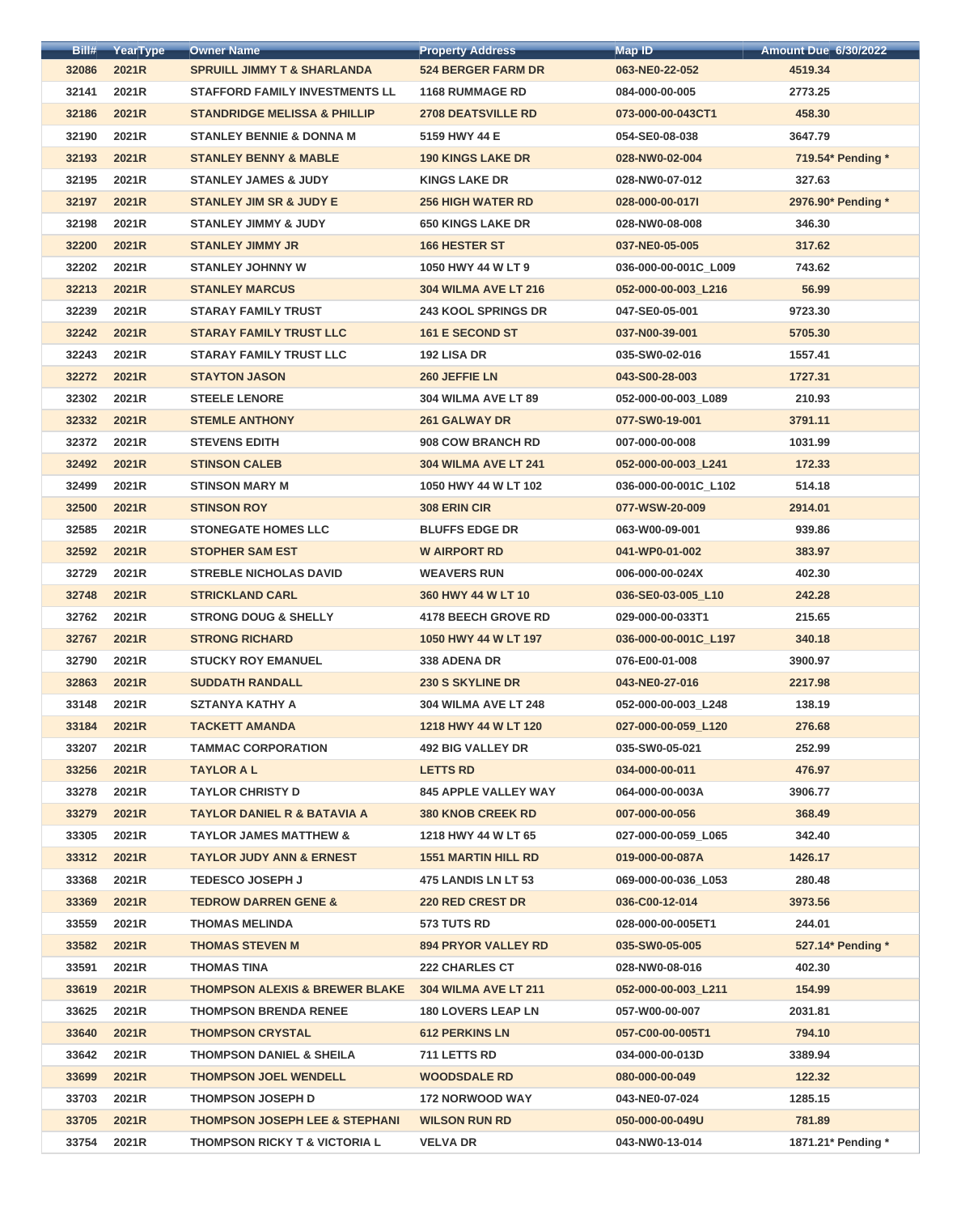| Bill# | YearType | Owner Name | Property Address | Map ID | Amount Due 6/30/2022 |
|---|---|---|---|---|---|
| 32086 | 2021R | SPRUILL JIMMY T & SHARLANDA | 524 BERGER FARM DR | 063-NE0-22-052 | 4519.34 |
| 32141 | 2021R | STAFFORD FAMILY INVESTMENTS LL | 1168 RUMMAGE RD | 084-000-00-005 | 2773.25 |
| 32186 | 2021R | STANDRIDGE MELISSA & PHILLIP | 2708 DEATSVILLE RD | 073-000-00-043CT1 | 458.30 |
| 32190 | 2021R | STANLEY BENNIE & DONNA M | 5159 HWY 44 E | 054-SE0-08-038 | 3647.79 |
| 32193 | 2021R | STANLEY BENNY & MABLE | 190 KINGS LAKE DR | 028-NW0-02-004 | 719.54* Pending * |
| 32195 | 2021R | STANLEY JAMES & JUDY | KINGS LAKE DR | 028-NW0-07-012 | 327.63 |
| 32197 | 2021R | STANLEY JIM SR & JUDY E | 256 HIGH WATER RD | 028-000-00-017I | 2976.90* Pending * |
| 32198 | 2021R | STANLEY JIMMY & JUDY | 650 KINGS LAKE DR | 028-NW0-08-008 | 346.30 |
| 32200 | 2021R | STANLEY JIMMY JR | 166 HESTER ST | 037-NE0-05-005 | 317.62 |
| 32202 | 2021R | STANLEY JOHNNY W | 1050 HWY 44 W LT 9 | 036-000-00-001C_L009 | 743.62 |
| 32213 | 2021R | STANLEY MARCUS | 304 WILMA AVE LT 216 | 052-000-00-003_L216 | 56.99 |
| 32239 | 2021R | STARAY FAMILY TRUST | 243 KOOL SPRINGS DR | 047-SE0-05-001 | 9723.30 |
| 32242 | 2021R | STARAY FAMILY TRUST LLC | 161 E SECOND ST | 037-N00-39-001 | 5705.30 |
| 32243 | 2021R | STARAY FAMILY TRUST LLC | 192 LISA DR | 035-SW0-02-016 | 1557.41 |
| 32272 | 2021R | STAYTON JASON | 260 JEFFIE LN | 043-S00-28-003 | 1727.31 |
| 32302 | 2021R | STEELE LENORE | 304 WILMA AVE LT 89 | 052-000-00-003_L089 | 210.93 |
| 32332 | 2021R | STEMLE ANTHONY | 261 GALWAY DR | 077-SW0-19-001 | 3791.11 |
| 32372 | 2021R | STEVENS EDITH | 908 COW BRANCH RD | 007-000-00-008 | 1031.99 |
| 32492 | 2021R | STINSON CALEB | 304 WILMA AVE LT 241 | 052-000-00-003_L241 | 172.33 |
| 32499 | 2021R | STINSON MARY M | 1050 HWY 44 W LT 102 | 036-000-00-001C_L102 | 514.18 |
| 32500 | 2021R | STINSON ROY | 308 ERIN CIR | 077-WSW-20-009 | 2914.01 |
| 32585 | 2021R | STONEGATE HOMES LLC | BLUFFS EDGE DR | 063-W00-09-001 | 939.86 |
| 32592 | 2021R | STOPHER SAM EST | W AIRPORT RD | 041-WP0-01-002 | 383.97 |
| 32729 | 2021R | STREBLE NICHOLAS DAVID | WEAVERS RUN | 006-000-00-024X | 402.30 |
| 32748 | 2021R | STRICKLAND CARL | 360 HWY 44 W LT 10 | 036-SE0-03-005_L10 | 242.28 |
| 32762 | 2021R | STRONG DOUG & SHELLY | 4178 BEECH GROVE RD | 029-000-00-033T1 | 215.65 |
| 32767 | 2021R | STRONG RICHARD | 1050 HWY 44 W LT 197 | 036-000-00-001C_L197 | 340.18 |
| 32790 | 2021R | STUCKY ROY EMANUEL | 338 ADENA DR | 076-E00-01-008 | 3900.97 |
| 32863 | 2021R | SUDDATH RANDALL | 230 S SKYLINE DR | 043-NE0-27-016 | 2217.98 |
| 33148 | 2021R | SZTANYA KATHY A | 304 WILMA AVE LT 248 | 052-000-00-003_L248 | 138.19 |
| 33184 | 2021R | TACKETT AMANDA | 1218 HWY 44 W LT 120 | 027-000-00-059_L120 | 276.68 |
| 33207 | 2021R | TAMMAC CORPORATION | 492 BIG VALLEY DR | 035-SW0-05-021 | 252.99 |
| 33256 | 2021R | TAYLOR A L | LETTS RD | 034-000-00-011 | 476.97 |
| 33278 | 2021R | TAYLOR CHRISTY D | 845 APPLE VALLEY WAY | 064-000-00-003A | 3906.77 |
| 33279 | 2021R | TAYLOR DANIEL R & BATAVIA A | 380 KNOB CREEK RD | 007-000-00-056 | 368.49 |
| 33305 | 2021R | TAYLOR JAMES MATTHEW & | 1218 HWY 44 W LT 65 | 027-000-00-059_L065 | 342.40 |
| 33312 | 2021R | TAYLOR JUDY ANN & ERNEST | 1551 MARTIN HILL RD | 019-000-00-087A | 1426.17 |
| 33368 | 2021R | TEDESCO JOSEPH J | 475 LANDIS LN LT 53 | 069-000-00-036_L053 | 280.48 |
| 33369 | 2021R | TEDROW DARREN GENE & | 220 RED CREST DR | 036-C00-12-014 | 3973.56 |
| 33559 | 2021R | THOMAS MELINDA | 573 TUTS RD | 028-000-00-005ET1 | 244.01 |
| 33582 | 2021R | THOMAS STEVEN M | 894 PRYOR VALLEY RD | 035-SW0-05-005 | 527.14* Pending * |
| 33591 | 2021R | THOMAS TINA | 222 CHARLES CT | 028-NW0-08-016 | 402.30 |
| 33619 | 2021R | THOMPSON ALEXIS & BREWER BLAKE | 304 WILMA AVE LT 211 | 052-000-00-003_L211 | 154.99 |
| 33625 | 2021R | THOMPSON BRENDA RENEE | 180 LOVERS LEAP LN | 057-W00-00-007 | 2031.81 |
| 33640 | 2021R | THOMPSON CRYSTAL | 612 PERKINS LN | 057-C00-00-005T1 | 794.10 |
| 33642 | 2021R | THOMPSON DANIEL & SHEILA | 711 LETTS RD | 034-000-00-013D | 3389.94 |
| 33699 | 2021R | THOMPSON JOEL WENDELL | WOODSDALE RD | 080-000-00-049 | 122.32 |
| 33703 | 2021R | THOMPSON JOSEPH D | 172 NORWOOD WAY | 043-NE0-07-024 | 1285.15 |
| 33705 | 2021R | THOMPSON JOSEPH LEE & STEPHANI | WILSON RUN RD | 050-000-00-049U | 781.89 |
| 33754 | 2021R | THOMPSON RICKY T & VICTORIA L | VELVA DR | 043-NW0-13-014 | 1871.21* Pending * |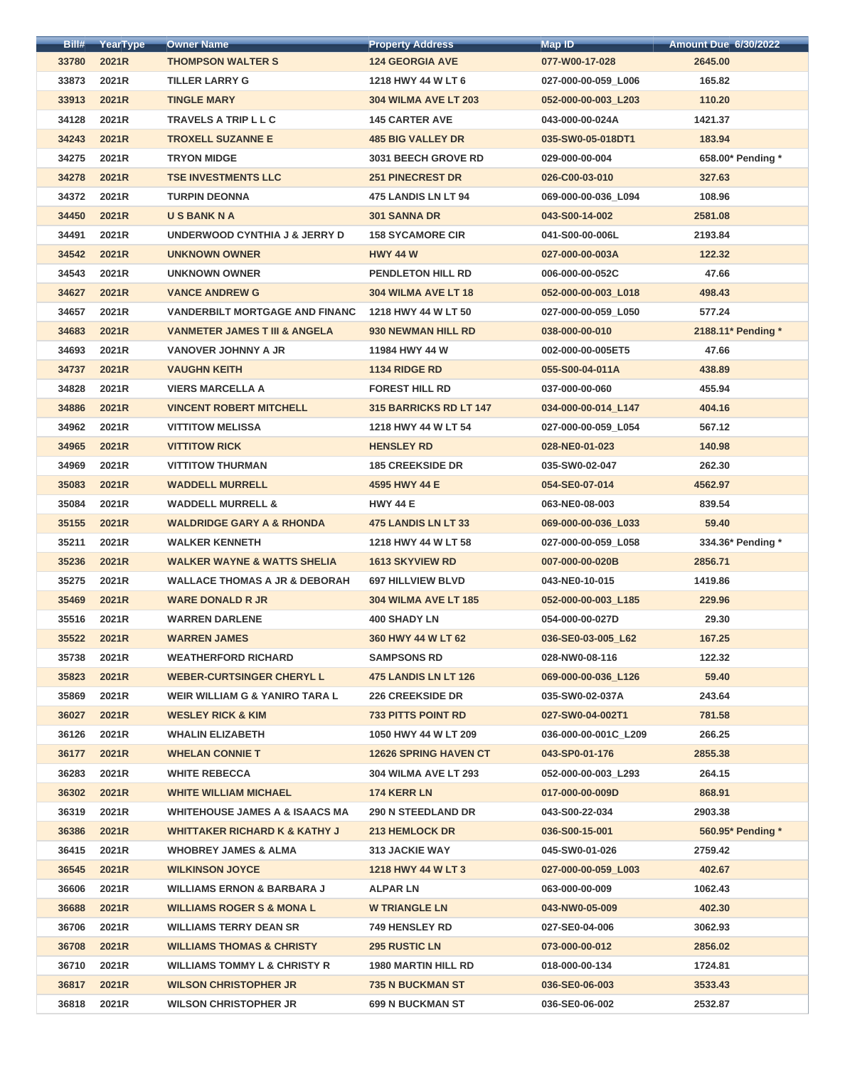| Bill# | YearType | Owner Name | Property Address | Map ID | Amount Due 6/30/2022 |
|---|---|---|---|---|---|
| 33780 | 2021R | THOMPSON WALTER S | 124 GEORGIA AVE | 077-W00-17-028 | 2645.00 |
| 33873 | 2021R | TILLER LARRY G | 1218 HWY 44 W LT 6 | 027-000-00-059_L006 | 165.82 |
| 33913 | 2021R | TINGLE MARY | 304 WILMA AVE LT 203 | 052-000-00-003_L203 | 110.20 |
| 34128 | 2021R | TRAVELS A TRIP L L C | 145 CARTER AVE | 043-000-00-024A | 1421.37 |
| 34243 | 2021R | TROXELL SUZANNE E | 485 BIG VALLEY DR | 035-SW0-05-018DT1 | 183.94 |
| 34275 | 2021R | TRYON MIDGE | 3031 BEECH GROVE RD | 029-000-00-004 | 658.00* Pending * |
| 34278 | 2021R | TSE INVESTMENTS LLC | 251 PINECREST DR | 026-C00-03-010 | 327.63 |
| 34372 | 2021R | TURPIN DEONNA | 475 LANDIS LN LT 94 | 069-000-00-036_L094 | 108.96 |
| 34450 | 2021R | U S BANK N A | 301 SANNA DR | 043-S00-14-002 | 2581.08 |
| 34491 | 2021R | UNDERWOOD CYNTHIA J & JERRY D | 158 SYCAMORE CIR | 041-S00-00-006L | 2193.84 |
| 34542 | 2021R | UNKNOWN OWNER | HWY 44 W | 027-000-00-003A | 122.32 |
| 34543 | 2021R | UNKNOWN OWNER | PENDLETON HILL RD | 006-000-00-052C | 47.66 |
| 34627 | 2021R | VANCE ANDREW G | 304 WILMA AVE LT 18 | 052-000-00-003_L018 | 498.43 |
| 34657 | 2021R | VANDERBILT MORTGAGE AND FINANC | 1218 HWY 44 W LT 50 | 027-000-00-059_L050 | 577.24 |
| 34683 | 2021R | VANMETER JAMES T III & ANGELA | 930 NEWMAN HILL RD | 038-000-00-010 | 2188.11* Pending * |
| 34693 | 2021R | VANOVER JOHNNY A JR | 11984 HWY 44 W | 002-000-00-005ET5 | 47.66 |
| 34737 | 2021R | VAUGHN KEITH | 1134 RIDGE RD | 055-S00-04-011A | 438.89 |
| 34828 | 2021R | VIERS MARCELLA A | FOREST HILL RD | 037-000-00-060 | 455.94 |
| 34886 | 2021R | VINCENT ROBERT MITCHELL | 315 BARRICKS RD LT 147 | 034-000-00-014_L147 | 404.16 |
| 34962 | 2021R | VITTITOW MELISSA | 1218 HWY 44 W LT 54 | 027-000-00-059_L054 | 567.12 |
| 34965 | 2021R | VITTITOW RICK | HENSLEY RD | 028-NE0-01-023 | 140.98 |
| 34969 | 2021R | VITTITOW THURMAN | 185 CREEKSIDE DR | 035-SW0-02-047 | 262.30 |
| 35083 | 2021R | WADDELL MURRELL | 4595 HWY 44 E | 054-SE0-07-014 | 4562.97 |
| 35084 | 2021R | WADDELL MURRELL & | HWY 44 E | 063-NE0-08-003 | 839.54 |
| 35155 | 2021R | WALDRIDGE GARY A & RHONDA | 475 LANDIS LN LT 33 | 069-000-00-036_L033 | 59.40 |
| 35211 | 2021R | WALKER KENNETH | 1218 HWY 44 W LT 58 | 027-000-00-059_L058 | 334.36* Pending * |
| 35236 | 2021R | WALKER WAYNE & WATTS SHELIA | 1613 SKYVIEW RD | 007-000-00-020B | 2856.71 |
| 35275 | 2021R | WALLACE THOMAS A JR & DEBORAH | 697 HILLVIEW BLVD | 043-NE0-10-015 | 1419.86 |
| 35469 | 2021R | WARE DONALD R JR | 304 WILMA AVE LT 185 | 052-000-00-003_L185 | 229.96 |
| 35516 | 2021R | WARREN DARLENE | 400 SHADY LN | 054-000-00-027D | 29.30 |
| 35522 | 2021R | WARREN JAMES | 360 HWY 44 W LT 62 | 036-SE0-03-005_L62 | 167.25 |
| 35738 | 2021R | WEATHERFORD RICHARD | SAMPSONS RD | 028-NW0-08-116 | 122.32 |
| 35823 | 2021R | WEBER-CURTSINGER CHERYL L | 475 LANDIS LN LT 126 | 069-000-00-036_L126 | 59.40 |
| 35869 | 2021R | WEIR WILLIAM G & YANIRO TARA L | 226 CREEKSIDE DR | 035-SW0-02-037A | 243.64 |
| 36027 | 2021R | WESLEY RICK & KIM | 733 PITTS POINT RD | 027-SW0-04-002T1 | 781.58 |
| 36126 | 2021R | WHALIN ELIZABETH | 1050 HWY 44 W LT 209 | 036-000-00-001C_L209 | 266.25 |
| 36177 | 2021R | WHELAN CONNIE T | 12626 SPRING HAVEN CT | 043-SP0-01-176 | 2855.38 |
| 36283 | 2021R | WHITE REBECCA | 304 WILMA AVE LT 293 | 052-000-00-003_L293 | 264.15 |
| 36302 | 2021R | WHITE WILLIAM MICHAEL | 174 KERR LN | 017-000-00-009D | 868.91 |
| 36319 | 2021R | WHITEHOUSE JAMES A & ISAACS MA | 290 N STEEDLAND DR | 043-S00-22-034 | 2903.38 |
| 36386 | 2021R | WHITTAKER RICHARD K & KATHY J | 213 HEMLOCK DR | 036-S00-15-001 | 560.95* Pending * |
| 36415 | 2021R | WHOBREY JAMES & ALMA | 313 JACKIE WAY | 045-SW0-01-026 | 2759.42 |
| 36545 | 2021R | WILKINSON JOYCE | 1218 HWY 44 W LT 3 | 027-000-00-059_L003 | 402.67 |
| 36606 | 2021R | WILLIAMS ERNON & BARBARA J | ALPAR LN | 063-000-00-009 | 1062.43 |
| 36688 | 2021R | WILLIAMS ROGER S & MONA L | W TRIANGLE LN | 043-NW0-05-009 | 402.30 |
| 36706 | 2021R | WILLIAMS TERRY DEAN SR | 749 HENSLEY RD | 027-SE0-04-006 | 3062.93 |
| 36708 | 2021R | WILLIAMS THOMAS & CHRISTY | 295 RUSTIC LN | 073-000-00-012 | 2856.02 |
| 36710 | 2021R | WILLIAMS TOMMY L & CHRISTY R | 1980 MARTIN HILL RD | 018-000-00-134 | 1724.81 |
| 36817 | 2021R | WILSON CHRISTOPHER JR | 735 N BUCKMAN ST | 036-SE0-06-003 | 3533.43 |
| 36818 | 2021R | WILSON CHRISTOPHER JR | 699 N BUCKMAN ST | 036-SE0-06-002 | 2532.87 |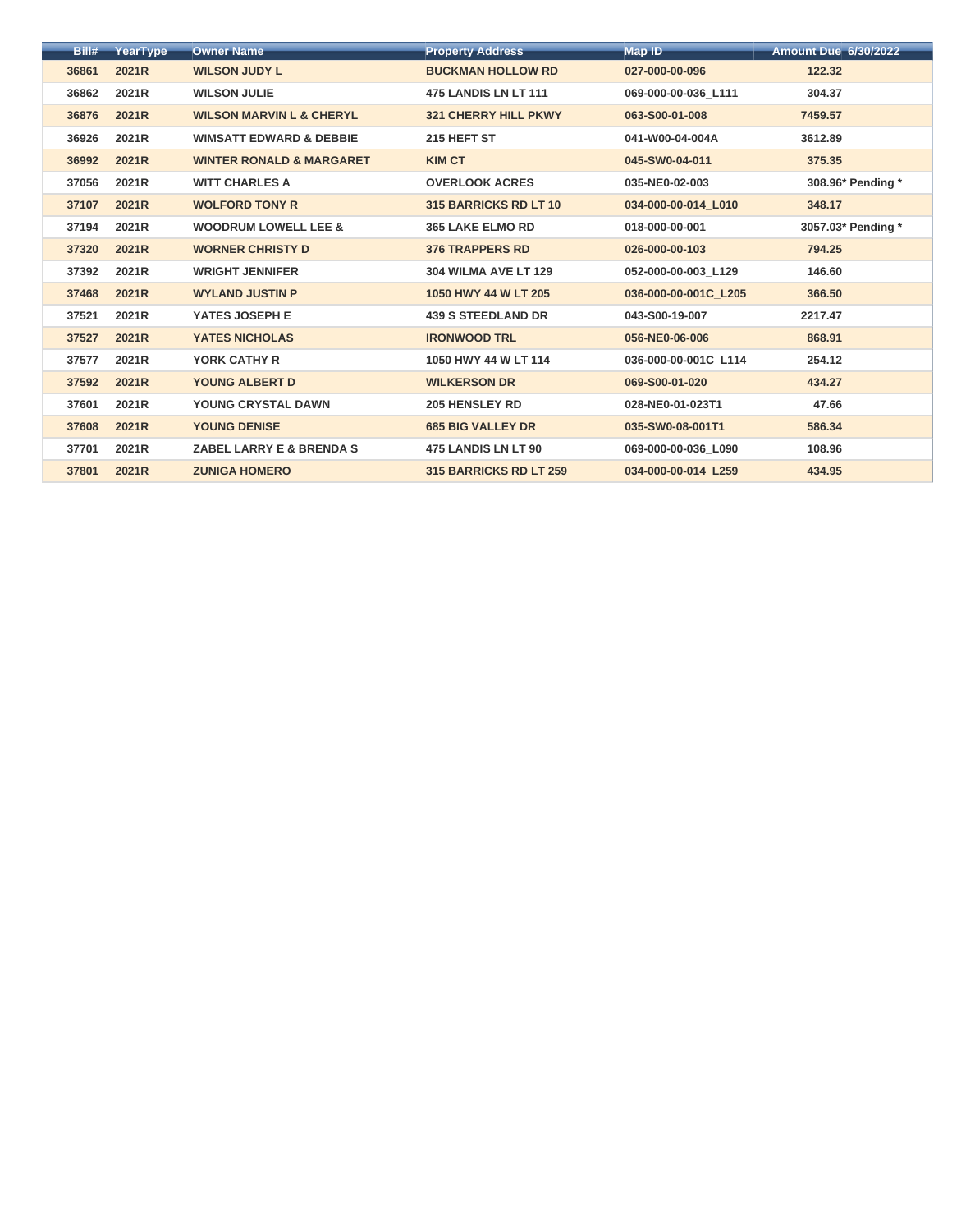| Bill# | YearType | Owner Name | Property Address | Map ID | Amount Due 6/30/2022 |
|---|---|---|---|---|---|
| 36861 | 2021R | WILSON JUDY L | BUCKMAN HOLLOW RD | 027-000-00-096 | 122.32 |
| 36862 | 2021R | WILSON JULIE | 475 LANDIS LN LT 111 | 069-000-00-036_L111 | 304.37 |
| 36876 | 2021R | WILSON MARVIN L & CHERYL | 321 CHERRY HILL PKWY | 063-S00-01-008 | 7459.57 |
| 36926 | 2021R | WIMSATT EDWARD & DEBBIE | 215 HEFT ST | 041-W00-04-004A | 3612.89 |
| 36992 | 2021R | WINTER RONALD & MARGARET | KIM CT | 045-SW0-04-011 | 375.35 |
| 37056 | 2021R | WITT CHARLES A | OVERLOOK ACRES | 035-NE0-02-003 | 308.96* Pending * |
| 37107 | 2021R | WOLFORD TONY R | 315 BARRICKS RD LT 10 | 034-000-00-014_L010 | 348.17 |
| 37194 | 2021R | WOODRUM LOWELL LEE & | 365 LAKE ELMO RD | 018-000-00-001 | 3057.03* Pending * |
| 37320 | 2021R | WORNER CHRISTY D | 376 TRAPPERS RD | 026-000-00-103 | 794.25 |
| 37392 | 2021R | WRIGHT JENNIFER | 304 WILMA AVE LT 129 | 052-000-00-003_L129 | 146.60 |
| 37468 | 2021R | WYLAND JUSTIN P | 1050 HWY 44 W LT 205 | 036-000-00-001C_L205 | 366.50 |
| 37521 | 2021R | YATES JOSEPH E | 439 S STEEDLAND DR | 043-S00-19-007 | 2217.47 |
| 37527 | 2021R | YATES NICHOLAS | IRONWOOD TRL | 056-NE0-06-006 | 868.91 |
| 37577 | 2021R | YORK CATHY R | 1050 HWY 44 W LT 114 | 036-000-00-001C_L114 | 254.12 |
| 37592 | 2021R | YOUNG ALBERT D | WILKERSON DR | 069-S00-01-020 | 434.27 |
| 37601 | 2021R | YOUNG CRYSTAL DAWN | 205 HENSLEY RD | 028-NE0-01-023T1 | 47.66 |
| 37608 | 2021R | YOUNG DENISE | 685 BIG VALLEY DR | 035-SW0-08-001T1 | 586.34 |
| 37701 | 2021R | ZABEL LARRY E & BRENDA S | 475 LANDIS LN LT 90 | 069-000-00-036_L090 | 108.96 |
| 37801 | 2021R | ZUNIGA HOMERO | 315 BARRICKS RD LT 259 | 034-000-00-014_L259 | 434.95 |